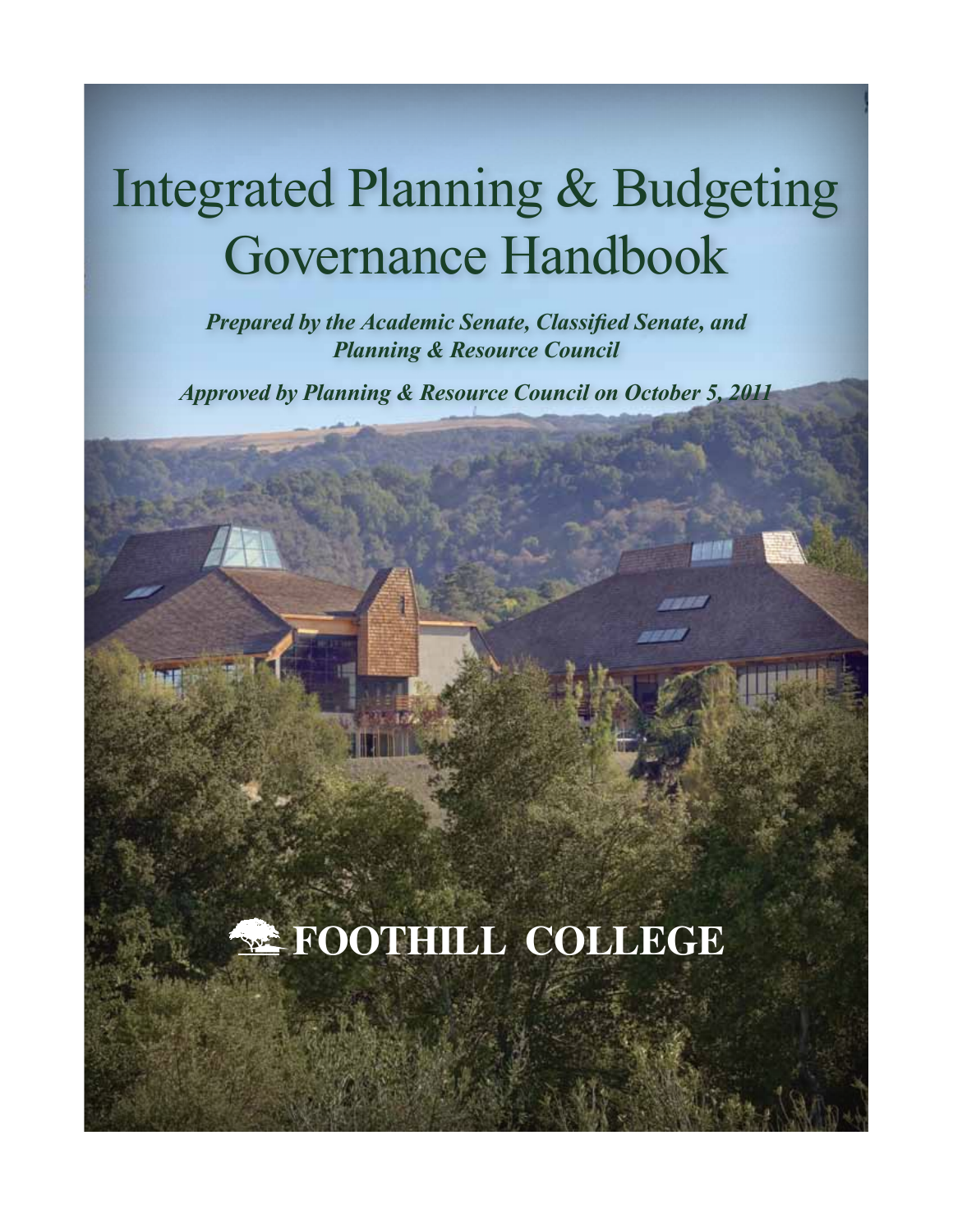# Integrated Planning & Budgeting Governance Handbook

***Prepared by the Academic Senate, Classified Senate, and Planning & Resource Council***

***Approved by Planning & Resource Council on October 5, 2011***

**FOOTHILL COLLEGE**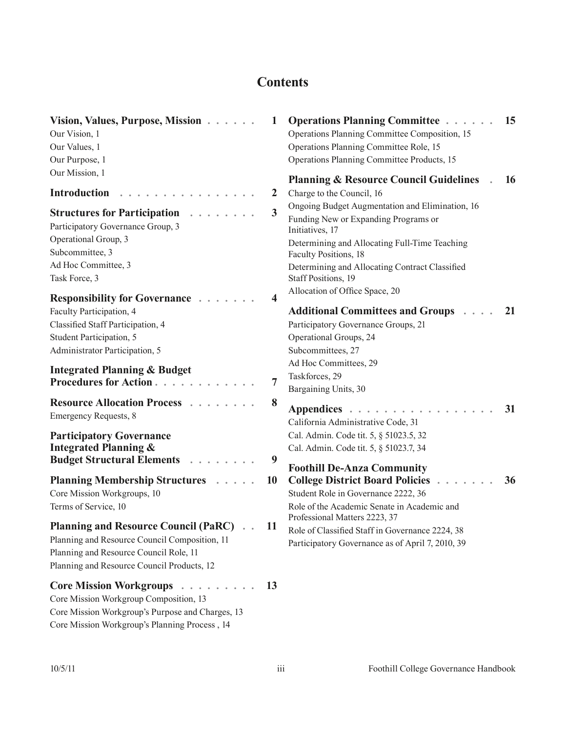# Contents

**Vision, Values, Purpose, Mission . . . . . . 1**
Our Vision, 1
Our Values, 1
Our Purpose, 1
Our Mission, 1

**Introduction . . . . . . . . . . . . . . . . 2**

**Structures for Participation . . . . . . . . 3**
Participatory Governance Group, 3
Operational Group, 3
Subcommittee, 3
Ad Hoc Committee, 3
Task Force, 3

**Responsibility for Governance . . . . . . . 4**
Faculty Participation, 4
Classified Staff Participation, 4
Student Participation, 5
Administrator Participation, 5

**Integrated Planning & Budget Procedures for Action . . . . . . . . . . . . 7**

**Resource Allocation Process . . . . . . . . 8**
Emergency Requests, 8

**Participatory Governance Integrated Planning & Budget Structural Elements . . . . . . . . 9**

**Planning Membership Structures . . . . . 10**
Core Mission Workgroups, 10
Terms of Service, 10

**Planning and Resource Council (PaRC) . . 11**
Planning and Resource Council Composition, 11
Planning and Resource Council Role, 11
Planning and Resource Council Products, 12

**Core Mission Workgroups . . . . . . . . . 13**
Core Mission Workgroup Composition, 13
Core Mission Workgroup's Purpose and Charges, 13
Core Mission Workgroup's Planning Process , 14

**Operations Planning Committee . . . . . . 15**
Operations Planning Committee Composition, 15
Operations Planning Committee Role, 15
Operations Planning Committee Products, 15

**Planning & Resource Council Guidelines . 16**
Charge to the Council, 16
Ongoing Budget Augmentation and Elimination, 16
Funding New or Expanding Programs or Initiatives, 17
Determining and Allocating Full-Time Teaching Faculty Positions, 18
Determining and Allocating Contract Classified Staff Positions, 19
Allocation of Office Space, 20

**Additional Committees and Groups . . . . 21**
Participatory Governance Groups, 21
Operational Groups, 24
Subcommittees, 27
Ad Hoc Committees, 29
Taskforces, 29
Bargaining Units, 30

**Appendices . . . . . . . . . . . . . . . . . 31**
California Administrative Code, 31
Cal. Admin. Code tit. 5, § 51023.5, 32
Cal. Admin. Code tit. 5, § 51023.7, 34

**Foothill De-Anza Community College District Board Policies . . . . . . . 36**
Student Role in Governance 2222, 36
Role of the Academic Senate in Academic and Professional Matters 2223, 37
Role of Classified Staff in Governance 2224, 38
Participatory Governance as of April 7, 2010, 39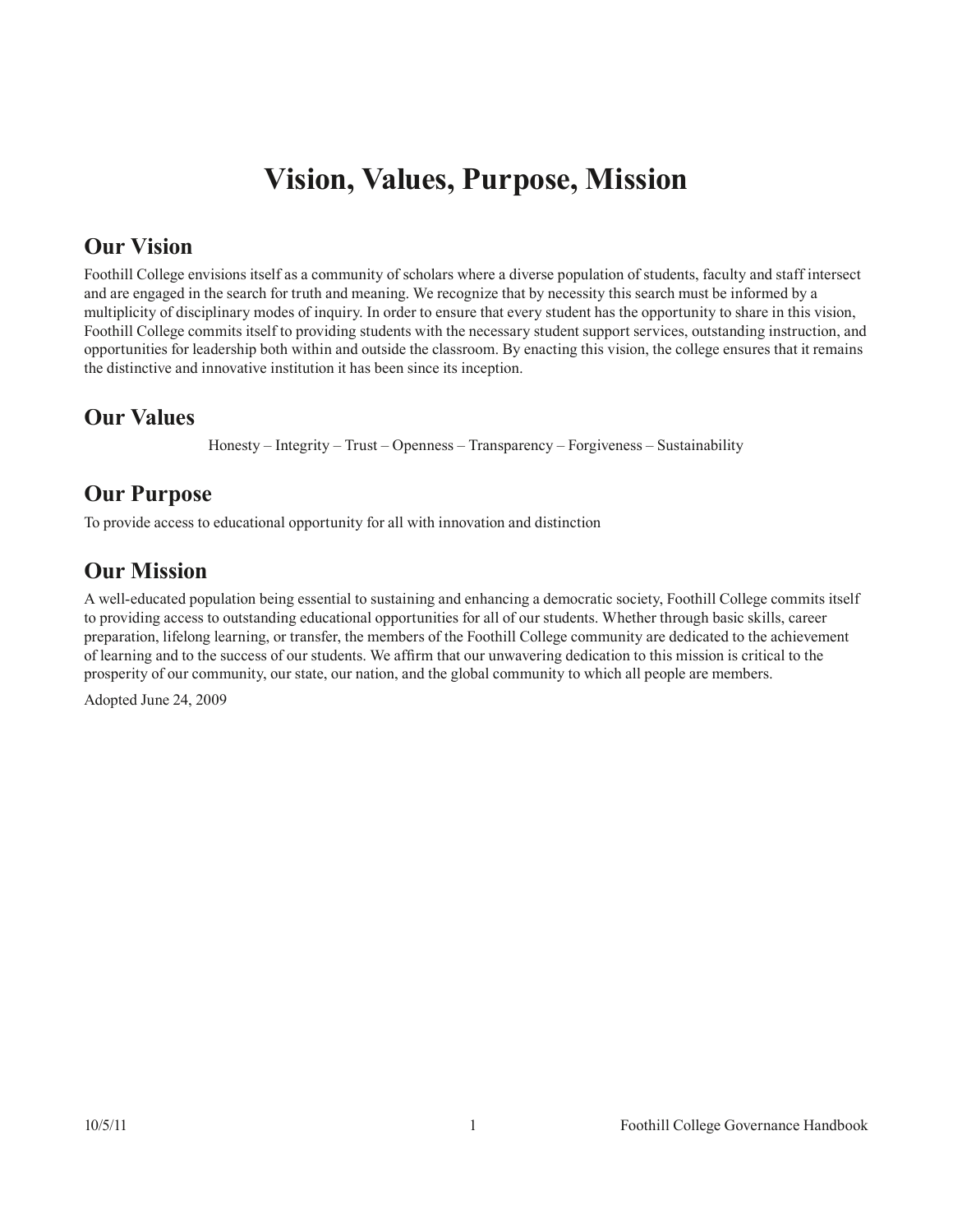# Vision, Values, Purpose, Mission

## Our Vision

Foothill College envisions itself as a community of scholars where a diverse population of students, faculty and staff intersect and are engaged in the search for truth and meaning. We recognize that by necessity this search must be informed by a multiplicity of disciplinary modes of inquiry. In order to ensure that every student has the opportunity to share in this vision, Foothill College commits itself to providing students with the necessary student support services, outstanding instruction, and opportunities for leadership both within and outside the classroom. By enacting this vision, the college ensures that it remains the distinctive and innovative institution it has been since its inception.

## Our Values

Honesty – Integrity – Trust – Openness – Transparency – Forgiveness – Sustainability

## Our Purpose

To provide access to educational opportunity for all with innovation and distinction

## Our Mission

A well-educated population being essential to sustaining and enhancing a democratic society, Foothill College commits itself to providing access to outstanding educational opportunities for all of our students. Whether through basic skills, career preparation, lifelong learning, or transfer, the members of the Foothill College community are dedicated to the achievement of learning and to the success of our students. We affirm that our unwavering dedication to this mission is critical to the prosperity of our community, our state, our nation, and the global community to which all people are members.

Adopted June 24, 2009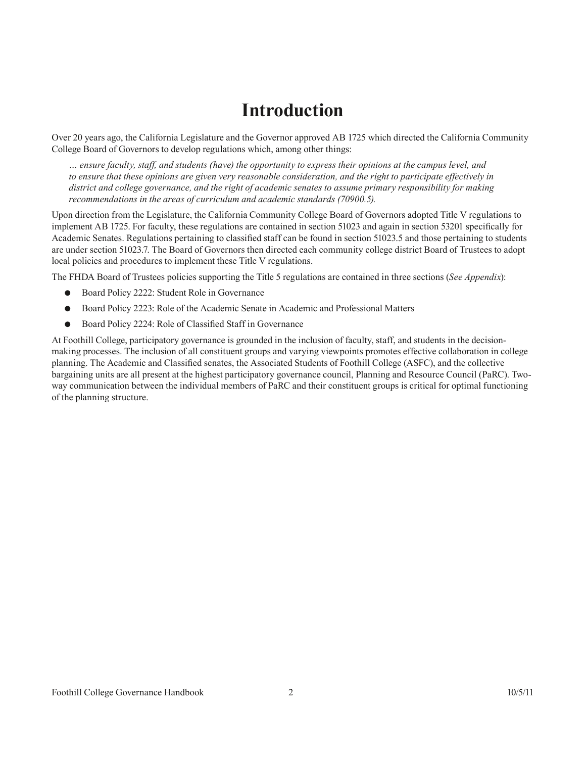# Introduction

Over 20 years ago, the California Legislature and the Governor approved AB 1725 which directed the California Community College Board of Governors to develop regulations which, among other things:

> *… ensure faculty, staff, and students (have) the opportunity to express their opinions at the campus level, and to ensure that these opinions are given very reasonable consideration, and the right to participate effectively in district and college governance, and the right of academic senates to assume primary responsibility for making recommendations in the areas of curriculum and academic standards (70900.5).*

Upon direction from the Legislature, the California Community College Board of Governors adopted Title V regulations to implement AB 1725. For faculty, these regulations are contained in section 51023 and again in section 53201 specifically for Academic Senates. Regulations pertaining to classified staff can be found in section 51023.5 and those pertaining to students are under section 51023.7. The Board of Governors then directed each community college district Board of Trustees to adopt local policies and procedures to implement these Title V regulations.

The FHDA Board of Trustees policies supporting the Title 5 regulations are contained in three sections (*See Appendix*):

- Board Policy 2222: Student Role in Governance
- Board Policy 2223: Role of the Academic Senate in Academic and Professional Matters
- Board Policy 2224: Role of Classified Staff in Governance

At Foothill College, participatory governance is grounded in the inclusion of faculty, staff, and students in the decision-making processes. The inclusion of all constituent groups and varying viewpoints promotes effective collaboration in college planning. The Academic and Classified senates, the Associated Students of Foothill College (ASFC), and the collective bargaining units are all present at the highest participatory governance council, Planning and Resource Council (PaRC). Two-way communication between the individual members of PaRC and their constituent groups is critical for optimal functioning of the planning structure.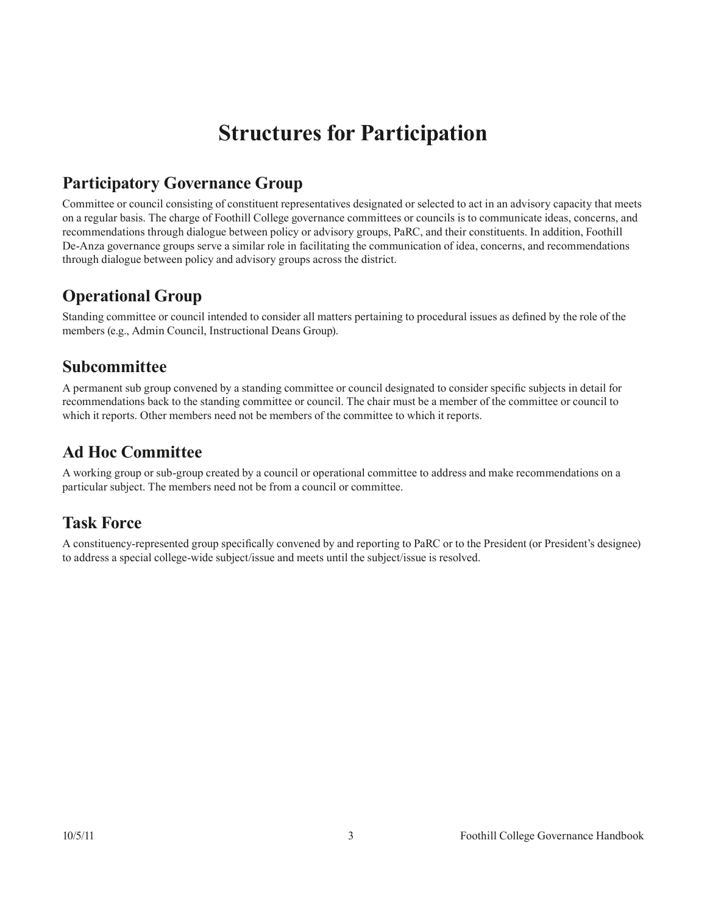# Structures for Participation

## Participatory Governance Group

Committee or council consisting of constituent representatives designated or selected to act in an advisory capacity that meets on a regular basis. The charge of Foothill College governance committees or councils is to communicate ideas, concerns, and recommendations through dialogue between policy or advisory groups, PaRC, and their constituents. In addition, Foothill De-Anza governance groups serve a similar role in facilitating the communication of idea, concerns, and recommendations through dialogue between policy and advisory groups across the district.

## Operational Group

Standing committee or council intended to consider all matters pertaining to procedural issues as defined by the role of the members (e.g., Admin Council, Instructional Deans Group).

## Subcommittee

A permanent sub group convened by a standing committee or council designated to consider specific subjects in detail for recommendations back to the standing committee or council. The chair must be a member of the committee or council to which it reports. Other members need not be members of the committee to which it reports.

## Ad Hoc Committee

A working group or sub-group created by a council or operational committee to address and make recommendations on a particular subject. The members need not be from a council or committee.

## Task Force

A constituency-represented group specifically convened by and reporting to PaRC or to the President (or President's designee) to address a special college-wide subject/issue and meets until the subject/issue is resolved.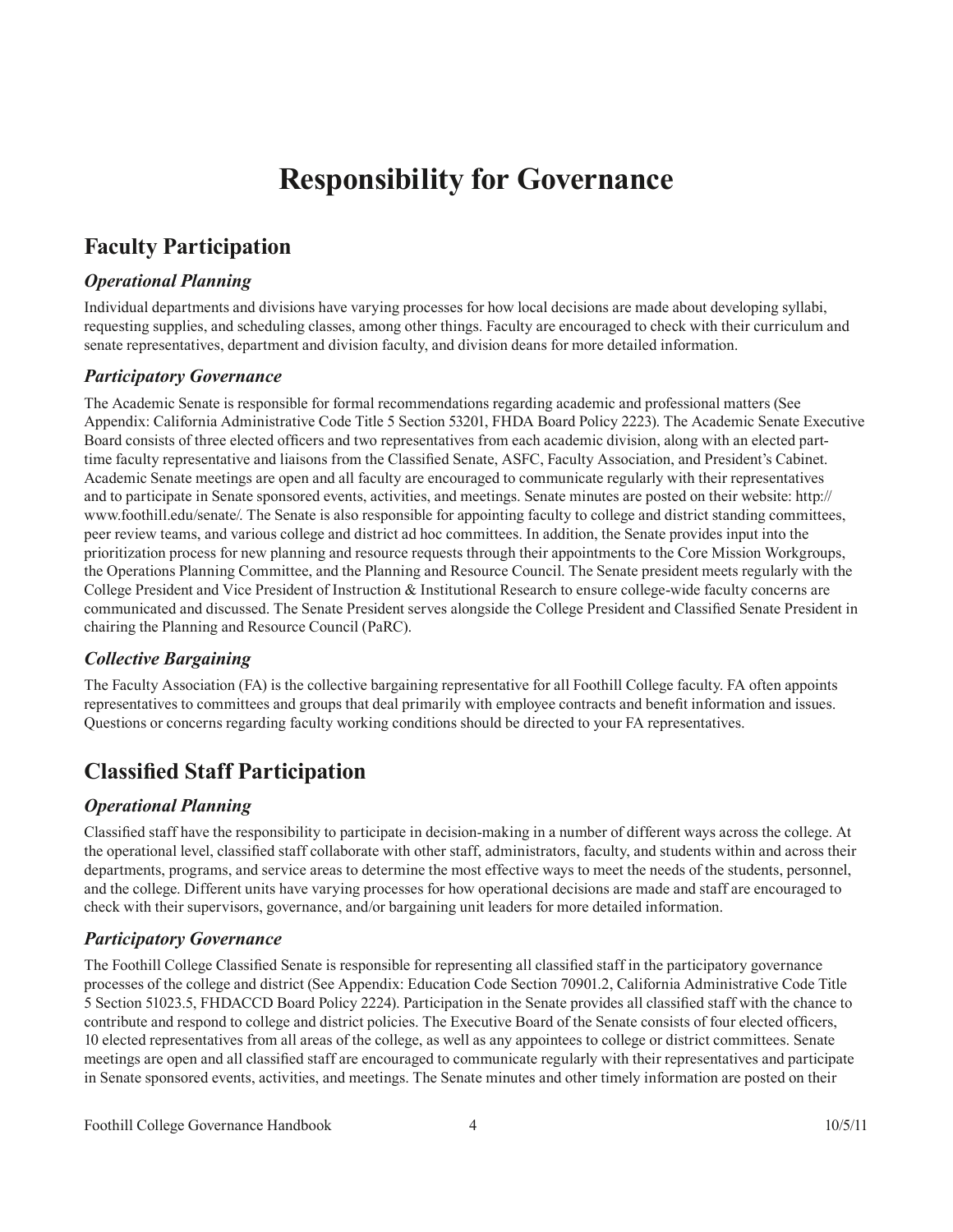# Responsibility for Governance

## Faculty Participation

### *Operational Planning*

Individual departments and divisions have varying processes for how local decisions are made about developing syllabi, requesting supplies, and scheduling classes, among other things. Faculty are encouraged to check with their curriculum and senate representatives, department and division faculty, and division deans for more detailed information.

### *Participatory Governance*

The Academic Senate is responsible for formal recommendations regarding academic and professional matters (See Appendix: California Administrative Code Title 5 Section 53201, FHDA Board Policy 2223). The Academic Senate Executive Board consists of three elected officers and two representatives from each academic division, along with an elected part-time faculty representative and liaisons from the Classified Senate, ASFC, Faculty Association, and President's Cabinet. Academic Senate meetings are open and all faculty are encouraged to communicate regularly with their representatives and to participate in Senate sponsored events, activities, and meetings. Senate minutes are posted on their website: http://www.foothill.edu/senate/. The Senate is also responsible for appointing faculty to college and district standing committees, peer review teams, and various college and district ad hoc committees. In addition, the Senate provides input into the prioritization process for new planning and resource requests through their appointments to the Core Mission Workgroups, the Operations Planning Committee, and the Planning and Resource Council. The Senate president meets regularly with the College President and Vice President of Instruction & Institutional Research to ensure college-wide faculty concerns are communicated and discussed. The Senate President serves alongside the College President and Classified Senate President in chairing the Planning and Resource Council (PaRC).

### *Collective Bargaining*

The Faculty Association (FA) is the collective bargaining representative for all Foothill College faculty. FA often appoints representatives to committees and groups that deal primarily with employee contracts and benefit information and issues. Questions or concerns regarding faculty working conditions should be directed to your FA representatives.

## Classified Staff Participation

### *Operational Planning*

Classified staff have the responsibility to participate in decision-making in a number of different ways across the college. At the operational level, classified staff collaborate with other staff, administrators, faculty, and students within and across their departments, programs, and service areas to determine the most effective ways to meet the needs of the students, personnel, and the college. Different units have varying processes for how operational decisions are made and staff are encouraged to check with their supervisors, governance, and/or bargaining unit leaders for more detailed information.

### *Participatory Governance*

The Foothill College Classified Senate is responsible for representing all classified staff in the participatory governance processes of the college and district (See Appendix: Education Code Section 70901.2, California Administrative Code Title 5 Section 51023.5, FHDACCD Board Policy 2224). Participation in the Senate provides all classified staff with the chance to contribute and respond to college and district policies. The Executive Board of the Senate consists of four elected officers, 10 elected representatives from all areas of the college, as well as any appointees to college or district committees. Senate meetings are open and all classified staff are encouraged to communicate regularly with their representatives and participate in Senate sponsored events, activities, and meetings. The Senate minutes and other timely information are posted on their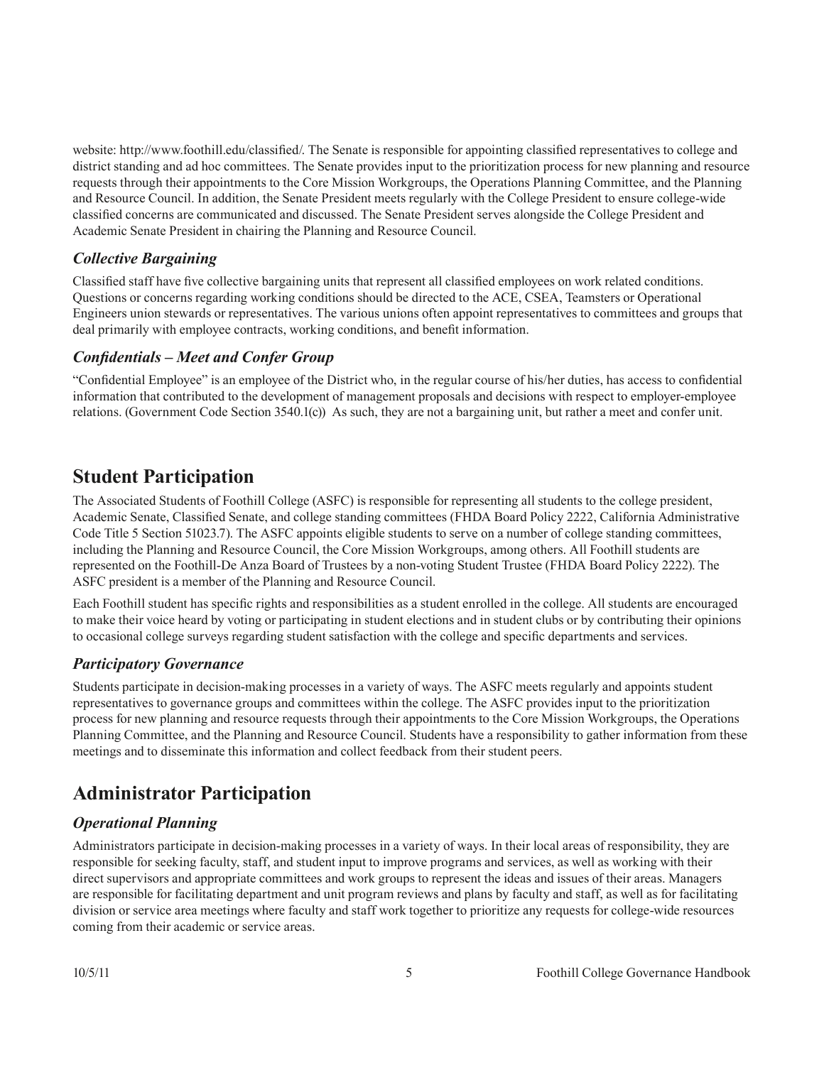website: http://www.foothill.edu/classified/. The Senate is responsible for appointing classified representatives to college and district standing and ad hoc committees. The Senate provides input to the prioritization process for new planning and resource requests through their appointments to the Core Mission Workgroups, the Operations Planning Committee, and the Planning and Resource Council. In addition, the Senate President meets regularly with the College President to ensure college-wide classified concerns are communicated and discussed. The Senate President serves alongside the College President and Academic Senate President in chairing the Planning and Resource Council.

### *Collective Bargaining*

Classified staff have five collective bargaining units that represent all classified employees on work related conditions. Questions or concerns regarding working conditions should be directed to the ACE, CSEA, Teamsters or Operational Engineers union stewards or representatives. The various unions often appoint representatives to committees and groups that deal primarily with employee contracts, working conditions, and benefit information.

### *Confidentials – Meet and Confer Group*

"Confidential Employee" is an employee of the District who, in the regular course of his/her duties, has access to confidential information that contributed to the development of management proposals and decisions with respect to employer-employee relations. (Government Code Section 3540.1(c)) As such, they are not a bargaining unit, but rather a meet and confer unit.

## Student Participation

The Associated Students of Foothill College (ASFC) is responsible for representing all students to the college president, Academic Senate, Classified Senate, and college standing committees (FHDA Board Policy 2222, California Administrative Code Title 5 Section 51023.7). The ASFC appoints eligible students to serve on a number of college standing committees, including the Planning and Resource Council, the Core Mission Workgroups, among others. All Foothill students are represented on the Foothill-De Anza Board of Trustees by a non-voting Student Trustee (FHDA Board Policy 2222). The ASFC president is a member of the Planning and Resource Council.

Each Foothill student has specific rights and responsibilities as a student enrolled in the college. All students are encouraged to make their voice heard by voting or participating in student elections and in student clubs or by contributing their opinions to occasional college surveys regarding student satisfaction with the college and specific departments and services.

### *Participatory Governance*

Students participate in decision-making processes in a variety of ways. The ASFC meets regularly and appoints student representatives to governance groups and committees within the college. The ASFC provides input to the prioritization process for new planning and resource requests through their appointments to the Core Mission Workgroups, the Operations Planning Committee, and the Planning and Resource Council. Students have a responsibility to gather information from these meetings and to disseminate this information and collect feedback from their student peers.

## Administrator Participation

### *Operational Planning*

Administrators participate in decision-making processes in a variety of ways. In their local areas of responsibility, they are responsible for seeking faculty, staff, and student input to improve programs and services, as well as working with their direct supervisors and appropriate committees and work groups to represent the ideas and issues of their areas. Managers are responsible for facilitating department and unit program reviews and plans by faculty and staff, as well as for facilitating division or service area meetings where faculty and staff work together to prioritize any requests for college-wide resources coming from their academic or service areas.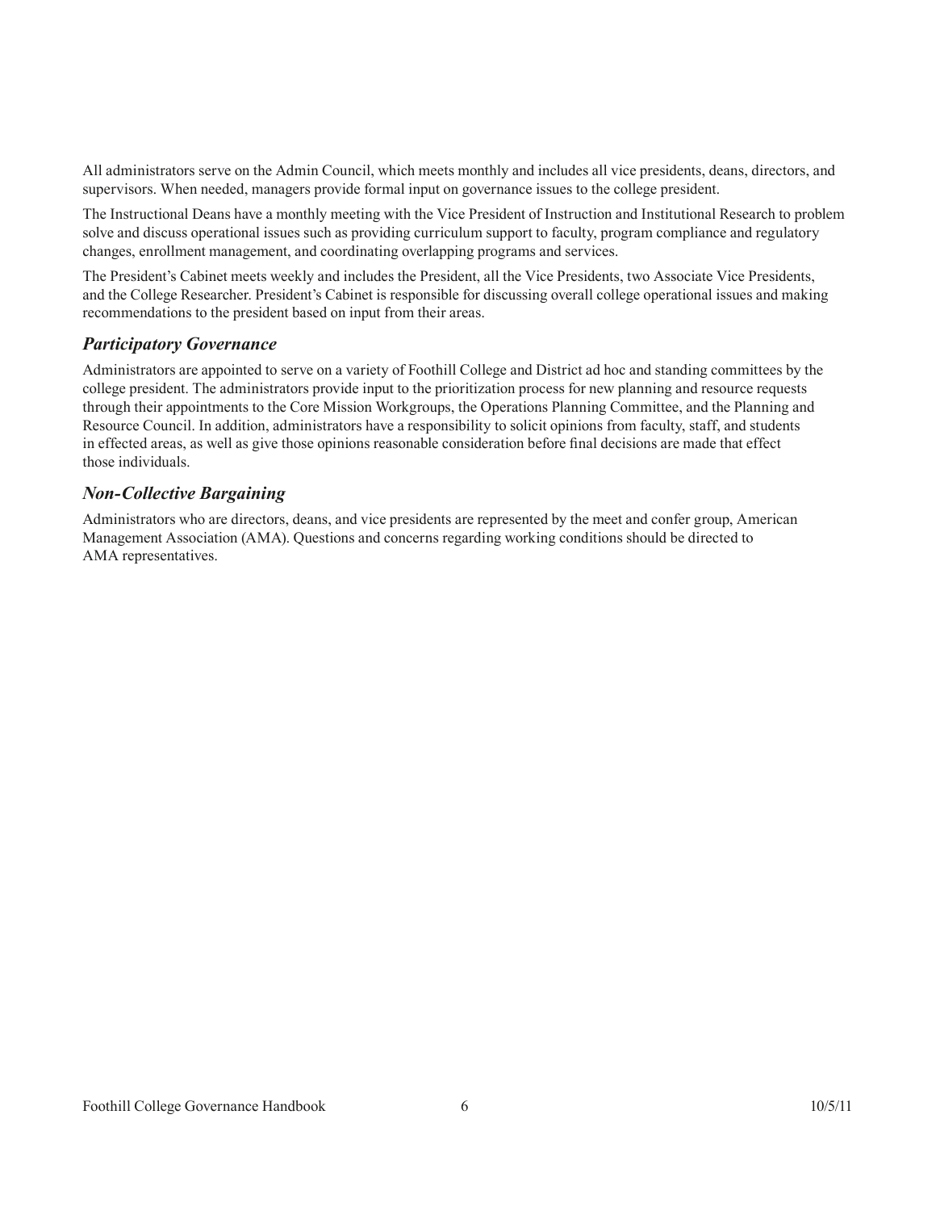All administrators serve on the Admin Council, which meets monthly and includes all vice presidents, deans, directors, and supervisors. When needed, managers provide formal input on governance issues to the college president.

The Instructional Deans have a monthly meeting with the Vice President of Instruction and Institutional Research to problem solve and discuss operational issues such as providing curriculum support to faculty, program compliance and regulatory changes, enrollment management, and coordinating overlapping programs and services.

The President's Cabinet meets weekly and includes the President, all the Vice Presidents, two Associate Vice Presidents, and the College Researcher. President's Cabinet is responsible for discussing overall college operational issues and making recommendations to the president based on input from their areas.

### *Participatory Governance*

Administrators are appointed to serve on a variety of Foothill College and District ad hoc and standing committees by the college president. The administrators provide input to the prioritization process for new planning and resource requests through their appointments to the Core Mission Workgroups, the Operations Planning Committee, and the Planning and Resource Council. In addition, administrators have a responsibility to solicit opinions from faculty, staff, and students in effected areas, as well as give those opinions reasonable consideration before final decisions are made that effect those individuals.

### *Non-Collective Bargaining*

Administrators who are directors, deans, and vice presidents are represented by the meet and confer group, American Management Association (AMA). Questions and concerns regarding working conditions should be directed to AMA representatives.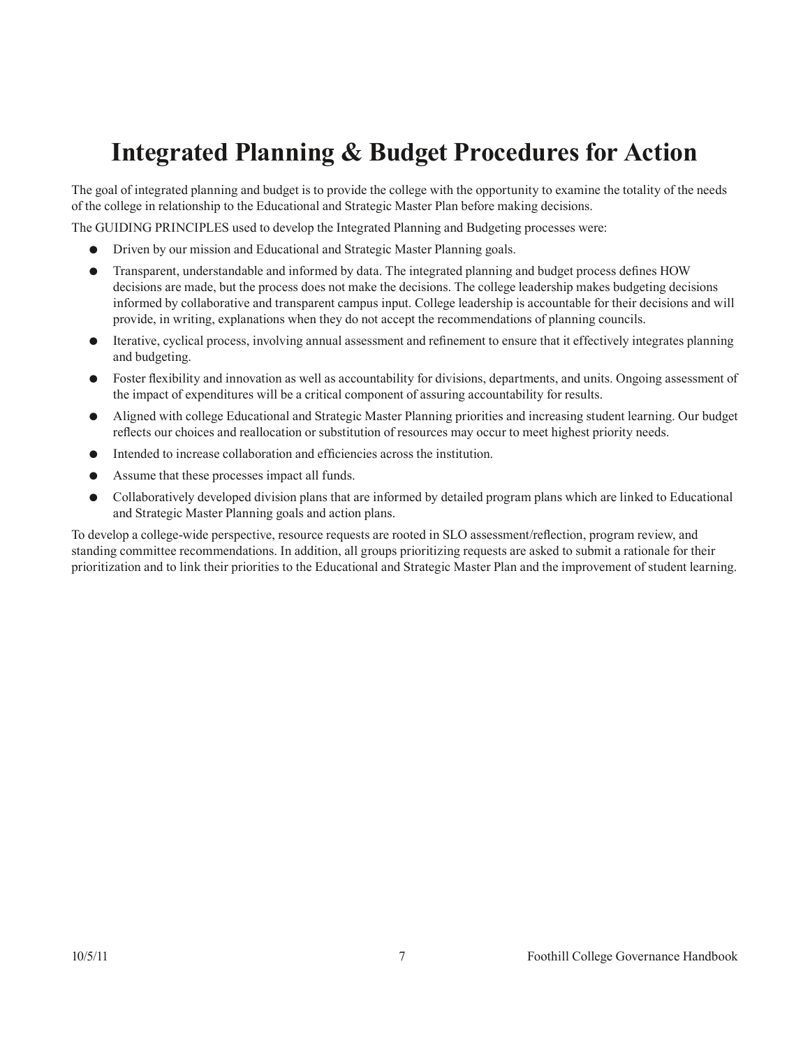# Integrated Planning & Budget Procedures for Action

The goal of integrated planning and budget is to provide the college with the opportunity to examine the totality of the needs of the college in relationship to the Educational and Strategic Master Plan before making decisions.

The GUIDING PRINCIPLES used to develop the Integrated Planning and Budgeting processes were:

- Driven by our mission and Educational and Strategic Master Planning goals.
- Transparent, understandable and informed by data. The integrated planning and budget process defines HOW decisions are made, but the process does not make the decisions. The college leadership makes budgeting decisions informed by collaborative and transparent campus input. College leadership is accountable for their decisions and will provide, in writing, explanations when they do not accept the recommendations of planning councils.
- Iterative, cyclical process, involving annual assessment and refinement to ensure that it effectively integrates planning and budgeting.
- Foster flexibility and innovation as well as accountability for divisions, departments, and units. Ongoing assessment of the impact of expenditures will be a critical component of assuring accountability for results.
- Aligned with college Educational and Strategic Master Planning priorities and increasing student learning. Our budget reflects our choices and reallocation or substitution of resources may occur to meet highest priority needs.
- Intended to increase collaboration and efficiencies across the institution.
- Assume that these processes impact all funds.
- Collaboratively developed division plans that are informed by detailed program plans which are linked to Educational and Strategic Master Planning goals and action plans.

To develop a college-wide perspective, resource requests are rooted in SLO assessment/reflection, program review, and standing committee recommendations. In addition, all groups prioritizing requests are asked to submit a rationale for their prioritization and to link their priorities to the Educational and Strategic Master Plan and the improvement of student learning.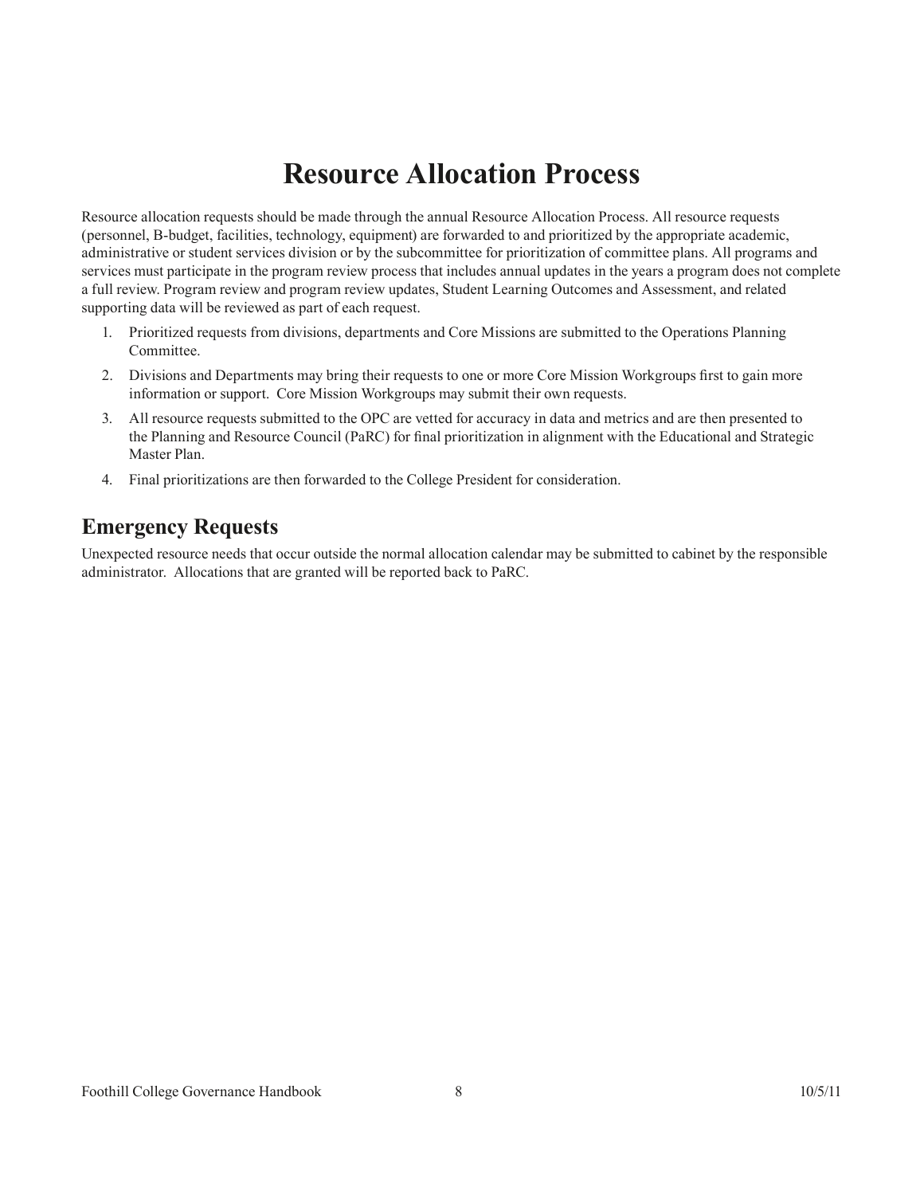# Resource Allocation Process

Resource allocation requests should be made through the annual Resource Allocation Process. All resource requests (personnel, B-budget, facilities, technology, equipment) are forwarded to and prioritized by the appropriate academic, administrative or student services division or by the subcommittee for prioritization of committee plans. All programs and services must participate in the program review process that includes annual updates in the years a program does not complete a full review. Program review and program review updates, Student Learning Outcomes and Assessment, and related supporting data will be reviewed as part of each request.

1. Prioritized requests from divisions, departments and Core Missions are submitted to the Operations Planning Committee.
2. Divisions and Departments may bring their requests to one or more Core Mission Workgroups first to gain more information or support. Core Mission Workgroups may submit their own requests.
3. All resource requests submitted to the OPC are vetted for accuracy in data and metrics and are then presented to the Planning and Resource Council (PaRC) for final prioritization in alignment with the Educational and Strategic Master Plan.
4. Final prioritizations are then forwarded to the College President for consideration.

## Emergency Requests

Unexpected resource needs that occur outside the normal allocation calendar may be submitted to cabinet by the responsible administrator. Allocations that are granted will be reported back to PaRC.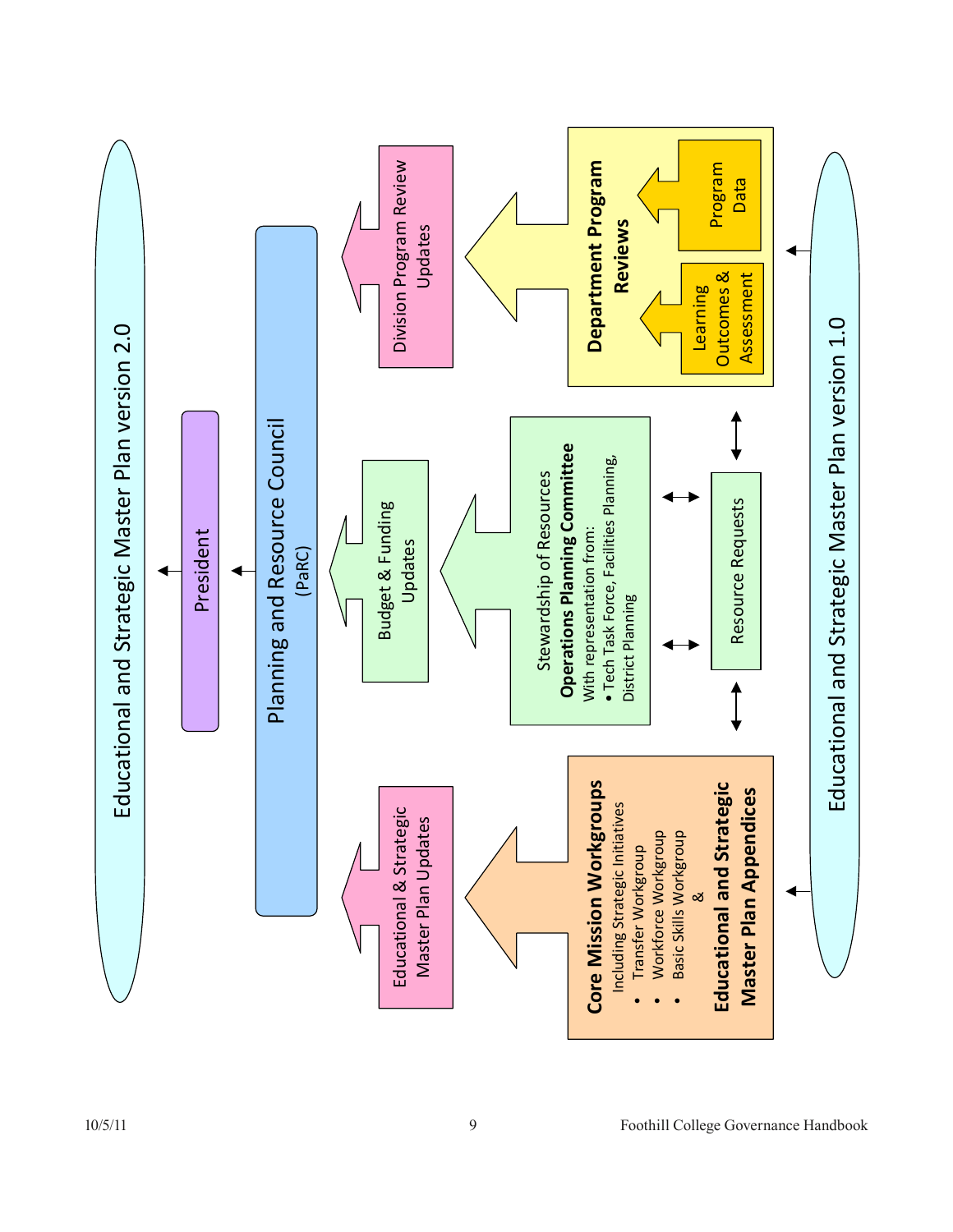Educational and Strategic Master Plan version 2.0

President

Planning and Resource Council
(PaRC)

Educational & Strategic Master Plan Updates

Budget & Funding Updates

Division Program Review Updates

**Core Mission Workgroups**
Including Strategic Initiatives
- Transfer Workgroup
- Workforce Workgroup
- Basic Skills Workgroup

&

**Educational and Strategic Master Plan Appendices**

Stewardship of Resources
**Operations Planning Committee**
With representation from:
- Tech Task Force, Facilities Planning, District Planning

Resource Requests

**Department Program Reviews**

Learning Outcomes & Assessment

Program Data

Educational and Strategic Master Plan version 1.0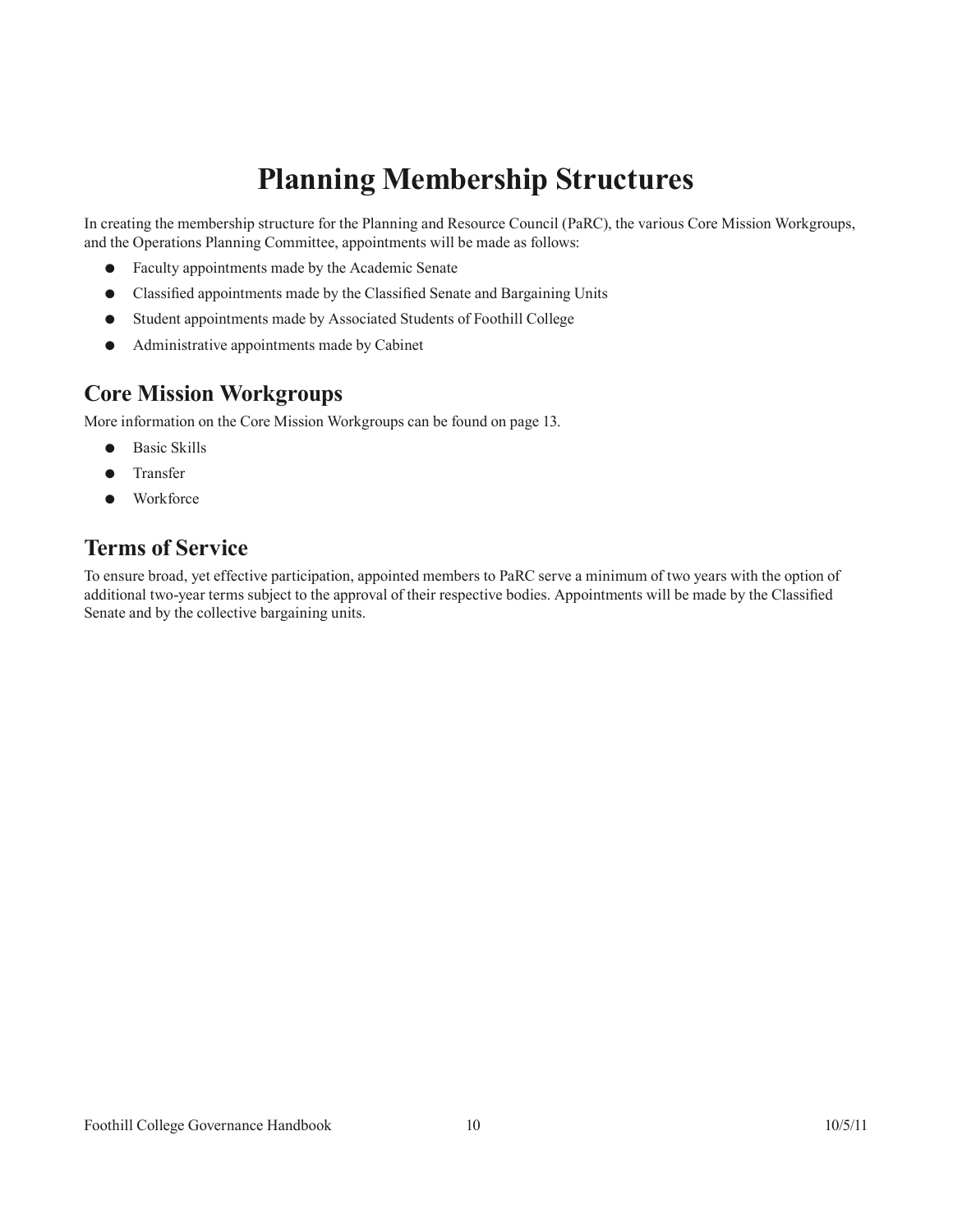# Planning Membership Structures

In creating the membership structure for the Planning and Resource Council (PaRC), the various Core Mission Workgroups, and the Operations Planning Committee, appointments will be made as follows:

- Faculty appointments made by the Academic Senate
- Classified appointments made by the Classified Senate and Bargaining Units
- Student appointments made by Associated Students of Foothill College
- Administrative appointments made by Cabinet

## Core Mission Workgroups

More information on the Core Mission Workgroups can be found on page 13.

- Basic Skills
- Transfer
- Workforce

## Terms of Service

To ensure broad, yet effective participation, appointed members to PaRC serve a minimum of two years with the option of additional two-year terms subject to the approval of their respective bodies. Appointments will be made by the Classified Senate and by the collective bargaining units.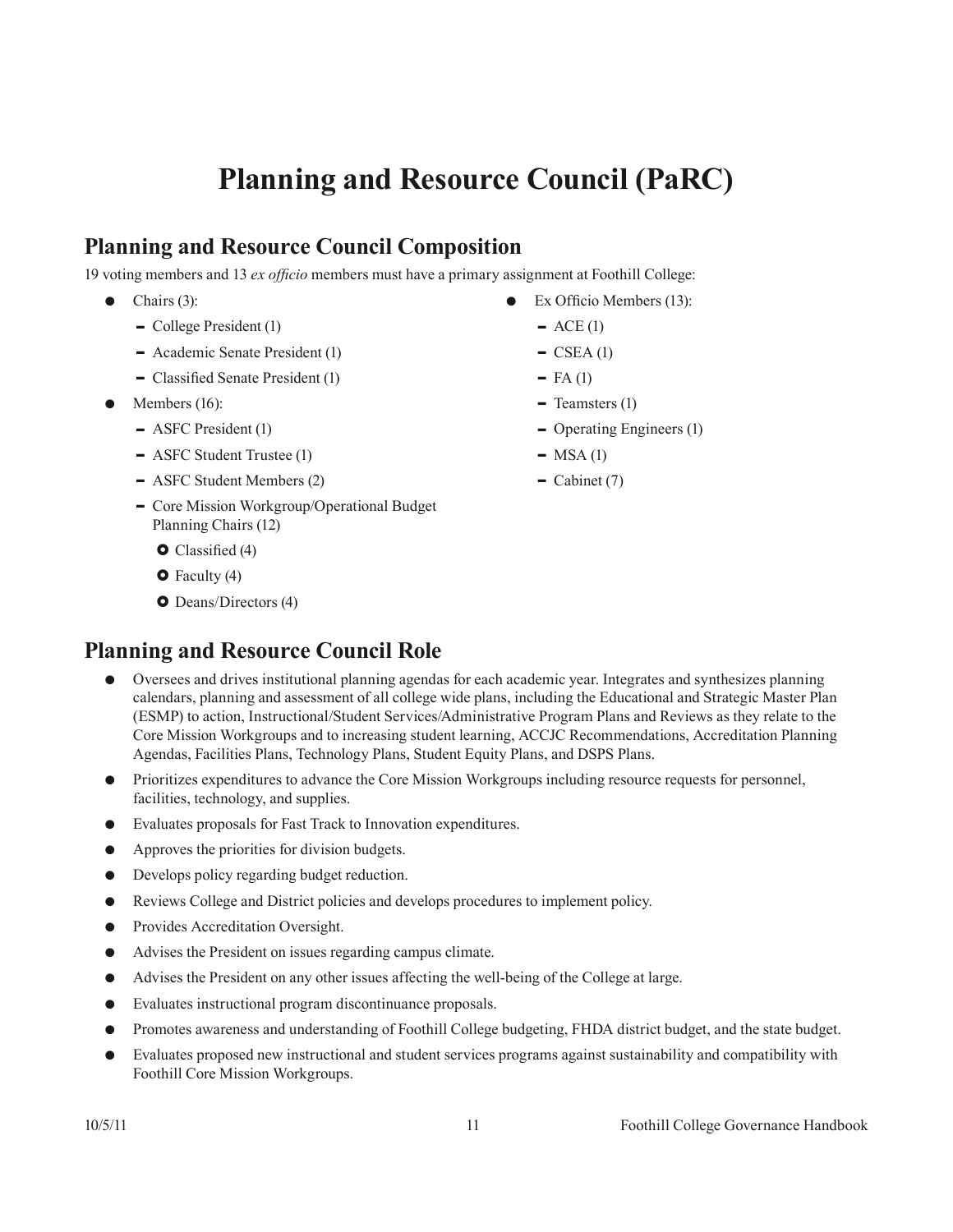# Planning and Resource Council (PaRC)

## Planning and Resource Council Composition

19 voting members and 13 *ex officio* members must have a primary assignment at Foothill College:

- Chairs (3):
  - College President (1)
  - Academic Senate President (1)
  - Classified Senate President (1)
- Members (16):
  - ASFC President (1)
  - ASFC Student Trustee (1)
  - ASFC Student Members (2)
  - Core Mission Workgroup/Operational Budget Planning Chairs (12)
    - Classified (4)
    - Faculty (4)
    - Deans/Directors (4)
- Ex Officio Members (13):
  - ACE (1)
  - CSEA (1)
  - FA (1)
  - Teamsters (1)
  - Operating Engineers (1)
  - MSA (1)
  - Cabinet (7)

## Planning and Resource Council Role

- Oversees and drives institutional planning agendas for each academic year. Integrates and synthesizes planning calendars, planning and assessment of all college wide plans, including the Educational and Strategic Master Plan (ESMP) to action, Instructional/Student Services/Administrative Program Plans and Reviews as they relate to the Core Mission Workgroups and to increasing student learning, ACCJC Recommendations, Accreditation Planning Agendas, Facilities Plans, Technology Plans, Student Equity Plans, and DSPS Plans.
- Prioritizes expenditures to advance the Core Mission Workgroups including resource requests for personnel, facilities, technology, and supplies.
- Evaluates proposals for Fast Track to Innovation expenditures.
- Approves the priorities for division budgets.
- Develops policy regarding budget reduction.
- Reviews College and District policies and develops procedures to implement policy.
- Provides Accreditation Oversight.
- Advises the President on issues regarding campus climate.
- Advises the President on any other issues affecting the well-being of the College at large.
- Evaluates instructional program discontinuance proposals.
- Promotes awareness and understanding of Foothill College budgeting, FHDA district budget, and the state budget.
- Evaluates proposed new instructional and student services programs against sustainability and compatibility with Foothill Core Mission Workgroups.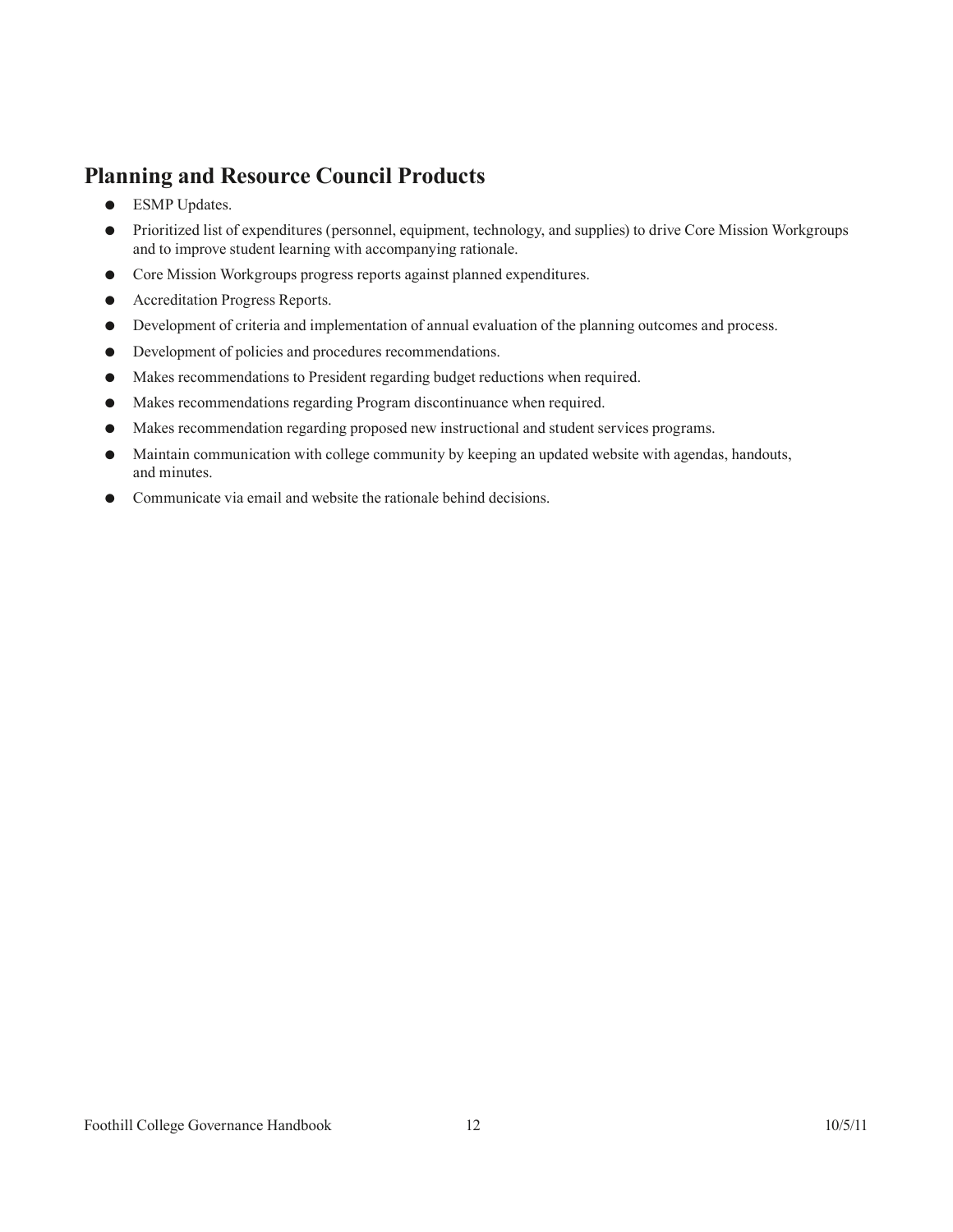## Planning and Resource Council Products

- ESMP Updates.
- Prioritized list of expenditures (personnel, equipment, technology, and supplies) to drive Core Mission Workgroups and to improve student learning with accompanying rationale.
- Core Mission Workgroups progress reports against planned expenditures.
- Accreditation Progress Reports.
- Development of criteria and implementation of annual evaluation of the planning outcomes and process.
- Development of policies and procedures recommendations.
- Makes recommendations to President regarding budget reductions when required.
- Makes recommendations regarding Program discontinuance when required.
- Makes recommendation regarding proposed new instructional and student services programs.
- Maintain communication with college community by keeping an updated website with agendas, handouts, and minutes.
- Communicate via email and website the rationale behind decisions.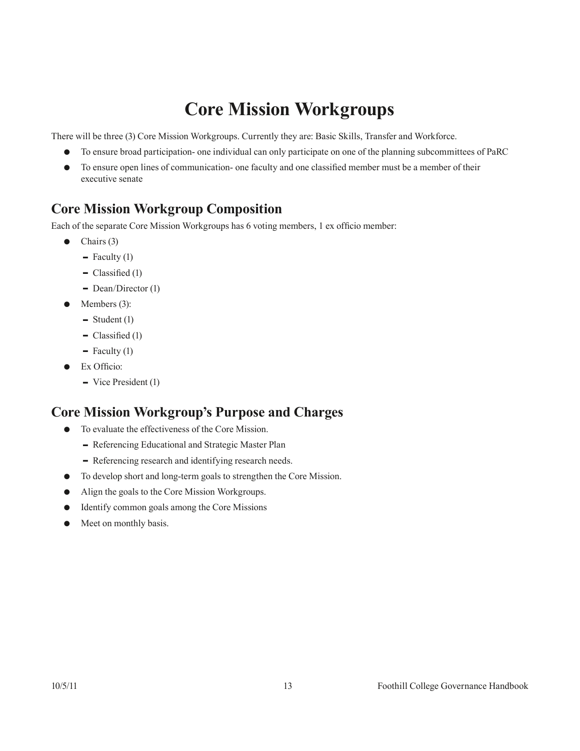# Core Mission Workgroups

There will be three (3) Core Mission Workgroups. Currently they are: Basic Skills, Transfer and Workforce.

- To ensure broad participation- one individual can only participate on one of the planning subcommittees of PaRC
- To ensure open lines of communication- one faculty and one classified member must be a member of their executive senate

## Core Mission Workgroup Composition

Each of the separate Core Mission Workgroups has 6 voting members, 1 ex officio member:

- Chairs (3)
  - Faculty (1)
  - Classified (1)
  - Dean/Director (1)
- Members (3):
  - Student (1)
  - Classified (1)
  - Faculty (1)
- Ex Officio:
  - Vice President (1)

## Core Mission Workgroup's Purpose and Charges

- To evaluate the effectiveness of the Core Mission.
  - Referencing Educational and Strategic Master Plan
  - Referencing research and identifying research needs.
- To develop short and long-term goals to strengthen the Core Mission.
- Align the goals to the Core Mission Workgroups.
- Identify common goals among the Core Missions
- Meet on monthly basis.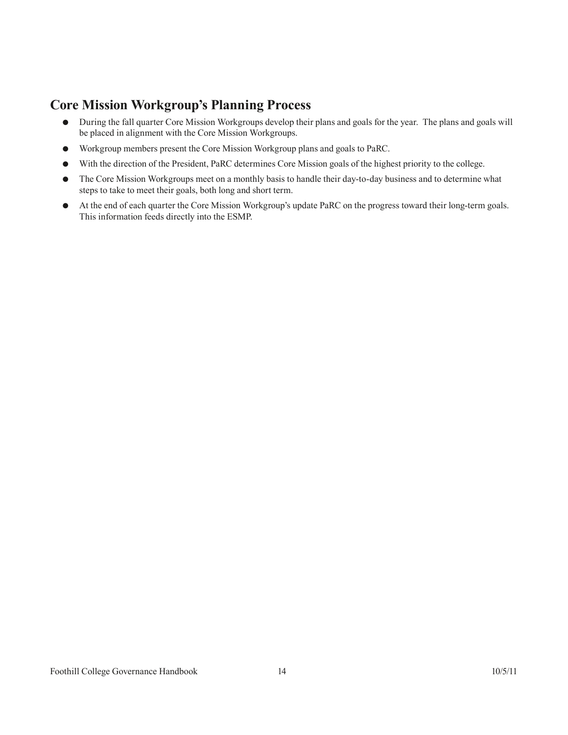## Core Mission Workgroup's Planning Process

- During the fall quarter Core Mission Workgroups develop their plans and goals for the year. The plans and goals will be placed in alignment with the Core Mission Workgroups.
- Workgroup members present the Core Mission Workgroup plans and goals to PaRC.
- With the direction of the President, PaRC determines Core Mission goals of the highest priority to the college.
- The Core Mission Workgroups meet on a monthly basis to handle their day-to-day business and to determine what steps to take to meet their goals, both long and short term.
- At the end of each quarter the Core Mission Workgroup's update PaRC on the progress toward their long-term goals. This information feeds directly into the ESMP.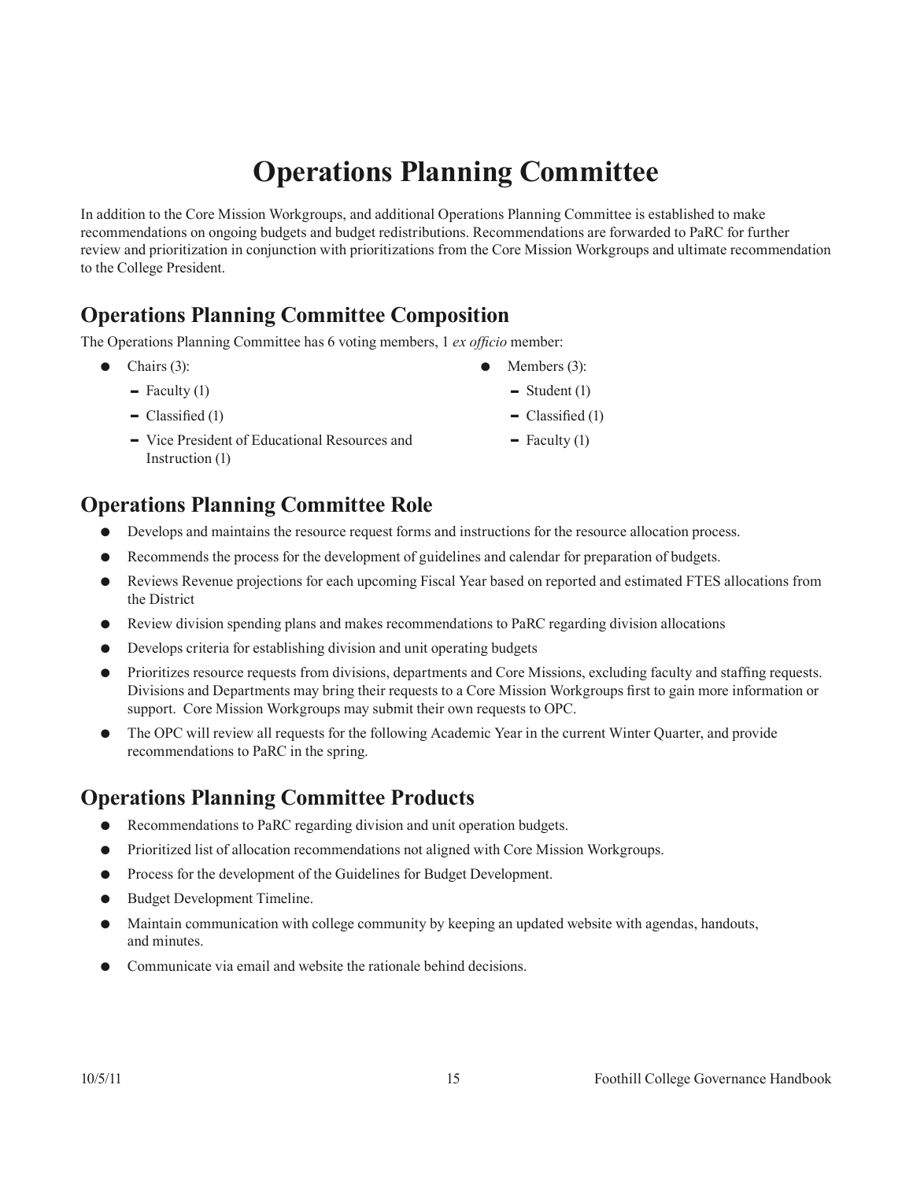# Operations Planning Committee

In addition to the Core Mission Workgroups, and additional Operations Planning Committee is established to make recommendations on ongoing budgets and budget redistributions. Recommendations are forwarded to PaRC for further review and prioritization in conjunction with prioritizations from the Core Mission Workgroups and ultimate recommendation to the College President.

## Operations Planning Committee Composition

The Operations Planning Committee has 6 voting members, 1 *ex officio* member:

- Chairs (3):
  - Faculty (1)
  - Classified (1)
  - Vice President of Educational Resources and Instruction (1)
- Members (3):
  - Student (1)
  - Classified (1)
  - Faculty (1)

## Operations Planning Committee Role

- Develops and maintains the resource request forms and instructions for the resource allocation process.
- Recommends the process for the development of guidelines and calendar for preparation of budgets.
- Reviews Revenue projections for each upcoming Fiscal Year based on reported and estimated FTES allocations from the District
- Review division spending plans and makes recommendations to PaRC regarding division allocations
- Develops criteria for establishing division and unit operating budgets
- Prioritizes resource requests from divisions, departments and Core Missions, excluding faculty and staffing requests. Divisions and Departments may bring their requests to a Core Mission Workgroups first to gain more information or support. Core Mission Workgroups may submit their own requests to OPC.
- The OPC will review all requests for the following Academic Year in the current Winter Quarter, and provide recommendations to PaRC in the spring.

## Operations Planning Committee Products

- Recommendations to PaRC regarding division and unit operation budgets.
- Prioritized list of allocation recommendations not aligned with Core Mission Workgroups.
- Process for the development of the Guidelines for Budget Development.
- Budget Development Timeline.
- Maintain communication with college community by keeping an updated website with agendas, handouts, and minutes.
- Communicate via email and website the rationale behind decisions.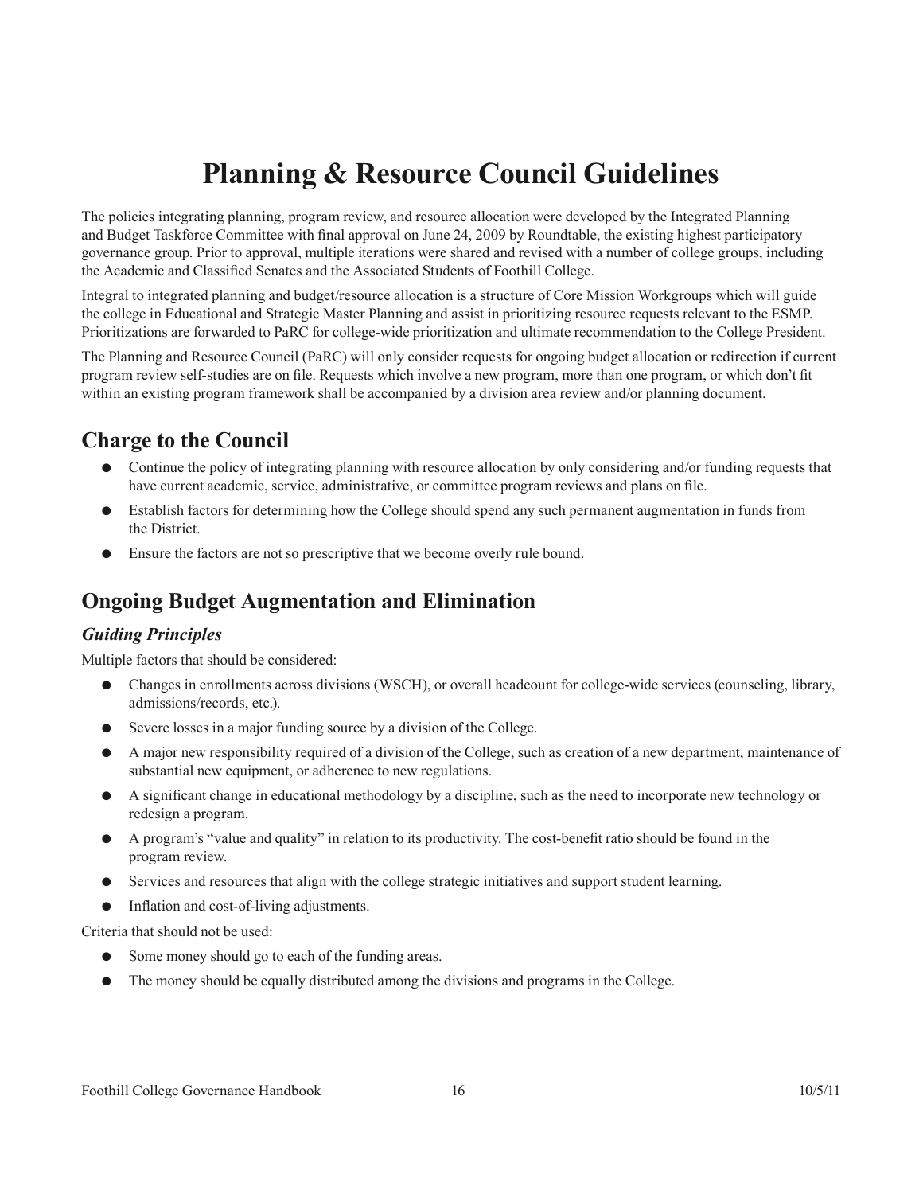# Planning & Resource Council Guidelines

The policies integrating planning, program review, and resource allocation were developed by the Integrated Planning and Budget Taskforce Committee with final approval on June 24, 2009 by Roundtable, the existing highest participatory governance group. Prior to approval, multiple iterations were shared and revised with a number of college groups, including the Academic and Classified Senates and the Associated Students of Foothill College.

Integral to integrated planning and budget/resource allocation is a structure of Core Mission Workgroups which will guide the college in Educational and Strategic Master Planning and assist in prioritizing resource requests relevant to the ESMP. Prioritizations are forwarded to PaRC for college-wide prioritization and ultimate recommendation to the College President.

The Planning and Resource Council (PaRC) will only consider requests for ongoing budget allocation or redirection if current program review self-studies are on file. Requests which involve a new program, more than one program, or which don't fit within an existing program framework shall be accompanied by a division area review and/or planning document.

## Charge to the Council

- Continue the policy of integrating planning with resource allocation by only considering and/or funding requests that have current academic, service, administrative, or committee program reviews and plans on file.
- Establish factors for determining how the College should spend any such permanent augmentation in funds from the District.
- Ensure the factors are not so prescriptive that we become overly rule bound.

## Ongoing Budget Augmentation and Elimination

### *Guiding Principles*

Multiple factors that should be considered:

- Changes in enrollments across divisions (WSCH), or overall headcount for college-wide services (counseling, library, admissions/records, etc.).
- Severe losses in a major funding source by a division of the College.
- A major new responsibility required of a division of the College, such as creation of a new department, maintenance of substantial new equipment, or adherence to new regulations.
- A significant change in educational methodology by a discipline, such as the need to incorporate new technology or redesign a program.
- A program's "value and quality" in relation to its productivity. The cost-benefit ratio should be found in the program review.
- Services and resources that align with the college strategic initiatives and support student learning.
- Inflation and cost-of-living adjustments.

Criteria that should not be used:

- Some money should go to each of the funding areas.
- The money should be equally distributed among the divisions and programs in the College.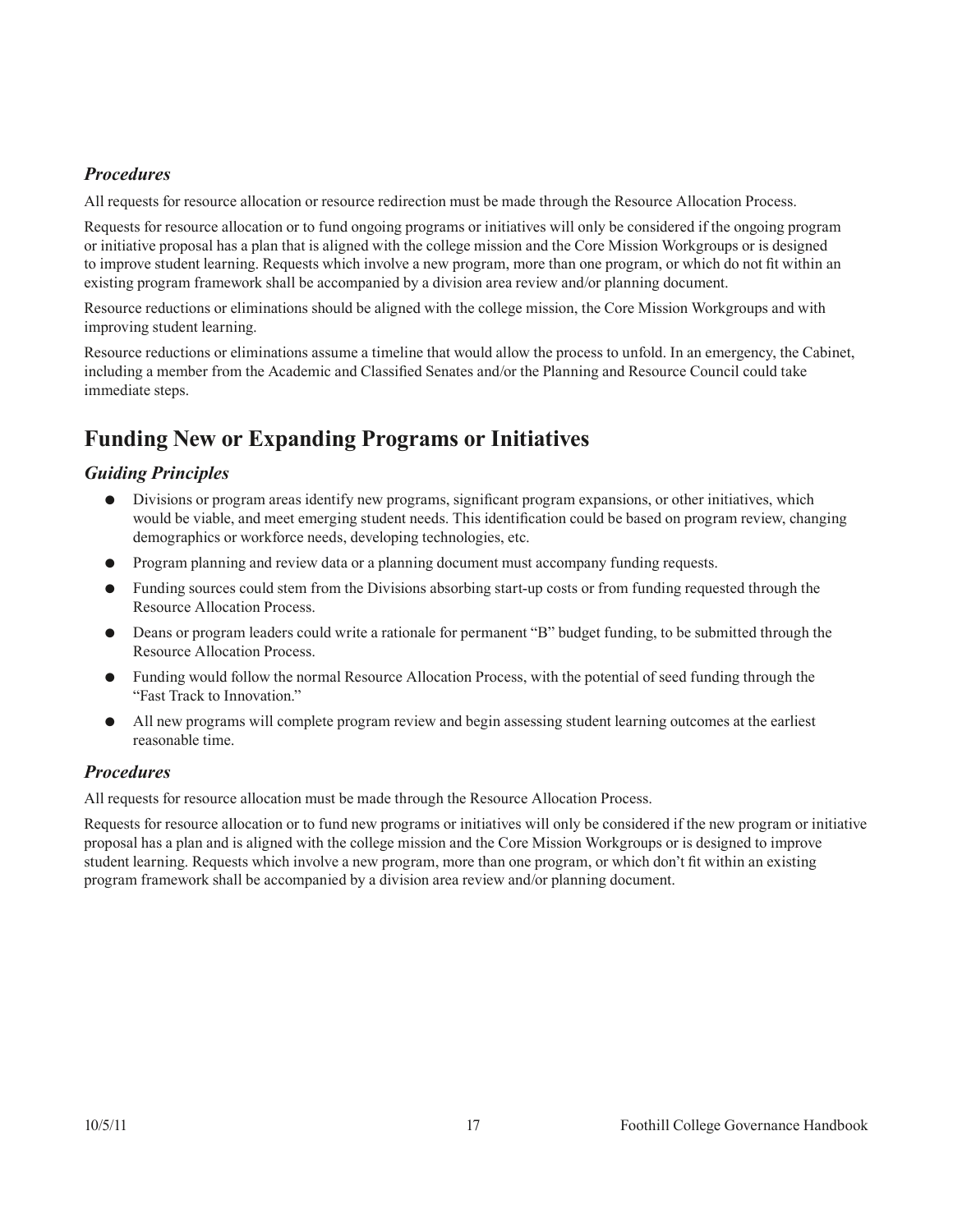### *Procedures*

All requests for resource allocation or resource redirection must be made through the Resource Allocation Process.

Requests for resource allocation or to fund ongoing programs or initiatives will only be considered if the ongoing program or initiative proposal has a plan that is aligned with the college mission and the Core Mission Workgroups or is designed to improve student learning. Requests which involve a new program, more than one program, or which do not fit within an existing program framework shall be accompanied by a division area review and/or planning document.

Resource reductions or eliminations should be aligned with the college mission, the Core Mission Workgroups and with improving student learning.

Resource reductions or eliminations assume a timeline that would allow the process to unfold. In an emergency, the Cabinet, including a member from the Academic and Classified Senates and/or the Planning and Resource Council could take immediate steps.

## Funding New or Expanding Programs or Initiatives

### *Guiding Principles*

- Divisions or program areas identify new programs, significant program expansions, or other initiatives, which would be viable, and meet emerging student needs. This identification could be based on program review, changing demographics or workforce needs, developing technologies, etc.
- Program planning and review data or a planning document must accompany funding requests.
- Funding sources could stem from the Divisions absorbing start-up costs or from funding requested through the Resource Allocation Process.
- Deans or program leaders could write a rationale for permanent "B" budget funding, to be submitted through the Resource Allocation Process.
- Funding would follow the normal Resource Allocation Process, with the potential of seed funding through the "Fast Track to Innovation."
- All new programs will complete program review and begin assessing student learning outcomes at the earliest reasonable time.

### *Procedures*

All requests for resource allocation must be made through the Resource Allocation Process.

Requests for resource allocation or to fund new programs or initiatives will only be considered if the new program or initiative proposal has a plan and is aligned with the college mission and the Core Mission Workgroups or is designed to improve student learning. Requests which involve a new program, more than one program, or which don't fit within an existing program framework shall be accompanied by a division area review and/or planning document.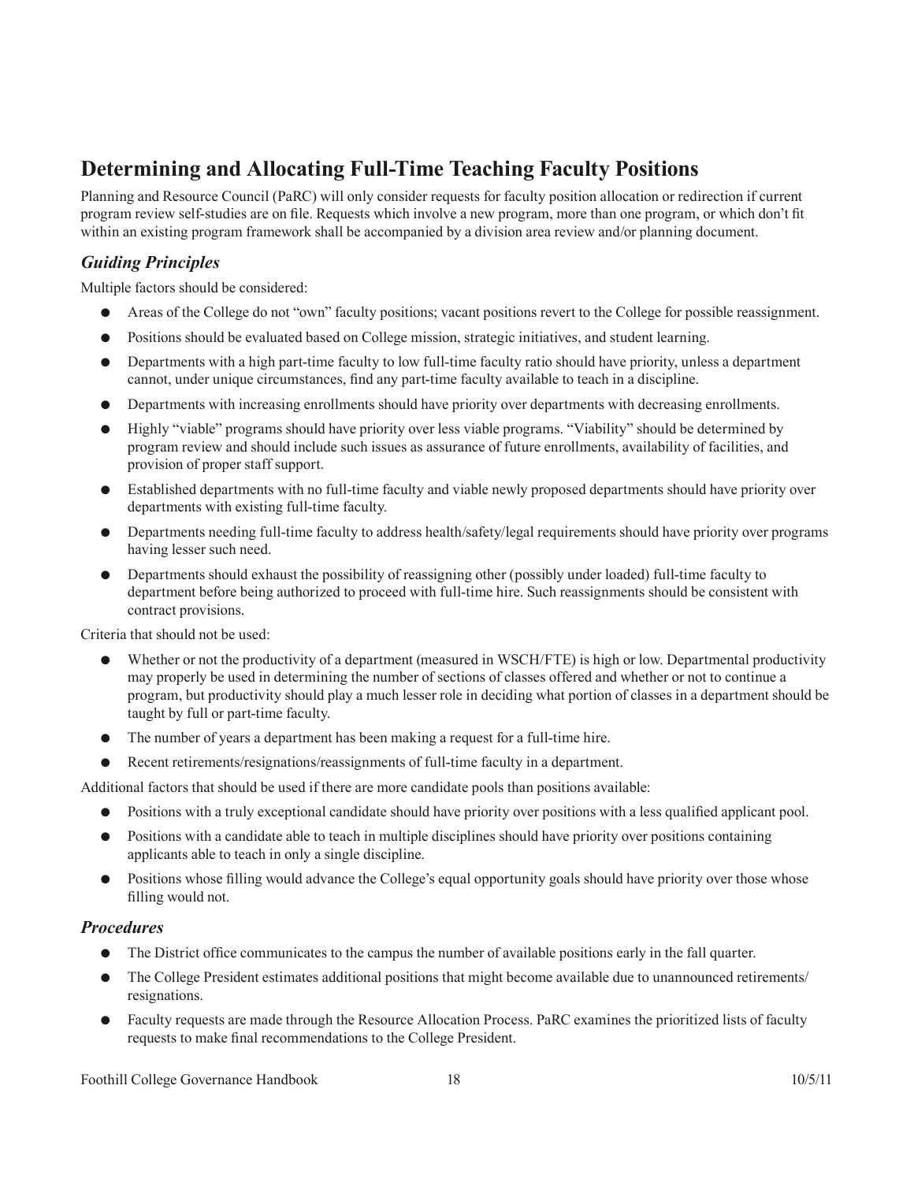## Determining and Allocating Full-Time Teaching Faculty Positions

Planning and Resource Council (PaRC) will only consider requests for faculty position allocation or redirection if current program review self-studies are on file. Requests which involve a new program, more than one program, or which don't fit within an existing program framework shall be accompanied by a division area review and/or planning document.

### *Guiding Principles*

Multiple factors should be considered:

- Areas of the College do not "own" faculty positions; vacant positions revert to the College for possible reassignment.
- Positions should be evaluated based on College mission, strategic initiatives, and student learning.
- Departments with a high part-time faculty to low full-time faculty ratio should have priority, unless a department cannot, under unique circumstances, find any part-time faculty available to teach in a discipline.
- Departments with increasing enrollments should have priority over departments with decreasing enrollments.
- Highly "viable" programs should have priority over less viable programs. "Viability" should be determined by program review and should include such issues as assurance of future enrollments, availability of facilities, and provision of proper staff support.
- Established departments with no full-time faculty and viable newly proposed departments should have priority over departments with existing full-time faculty.
- Departments needing full-time faculty to address health/safety/legal requirements should have priority over programs having lesser such need.
- Departments should exhaust the possibility of reassigning other (possibly under loaded) full-time faculty to department before being authorized to proceed with full-time hire. Such reassignments should be consistent with contract provisions.

Criteria that should not be used:

- Whether or not the productivity of a department (measured in WSCH/FTE) is high or low. Departmental productivity may properly be used in determining the number of sections of classes offered and whether or not to continue a program, but productivity should play a much lesser role in deciding what portion of classes in a department should be taught by full or part-time faculty.
- The number of years a department has been making a request for a full-time hire.
- Recent retirements/resignations/reassignments of full-time faculty in a department.

Additional factors that should be used if there are more candidate pools than positions available:

- Positions with a truly exceptional candidate should have priority over positions with a less qualified applicant pool.
- Positions with a candidate able to teach in multiple disciplines should have priority over positions containing applicants able to teach in only a single discipline.
- Positions whose filling would advance the College's equal opportunity goals should have priority over those whose filling would not.

### *Procedures*

- The District office communicates to the campus the number of available positions early in the fall quarter.
- The College President estimates additional positions that might become available due to unannounced retirements/resignations.
- Faculty requests are made through the Resource Allocation Process. PaRC examines the prioritized lists of faculty requests to make final recommendations to the College President.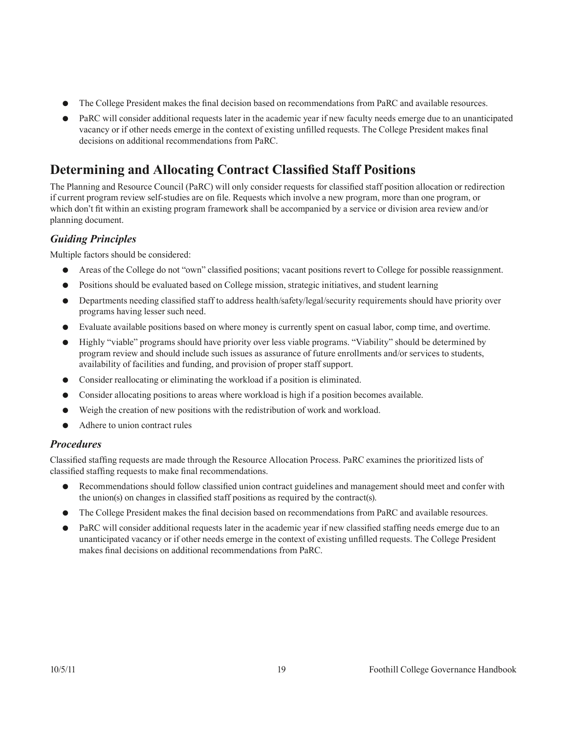- The College President makes the final decision based on recommendations from PaRC and available resources.
- PaRC will consider additional requests later in the academic year if new faculty needs emerge due to an unanticipated vacancy or if other needs emerge in the context of existing unfilled requests. The College President makes final decisions on additional recommendations from PaRC.

## Determining and Allocating Contract Classified Staff Positions

The Planning and Resource Council (PaRC) will only consider requests for classified staff position allocation or redirection if current program review self-studies are on file. Requests which involve a new program, more than one program, or which don't fit within an existing program framework shall be accompanied by a service or division area review and/or planning document.

### *Guiding Principles*

Multiple factors should be considered:

- Areas of the College do not "own" classified positions; vacant positions revert to College for possible reassignment.
- Positions should be evaluated based on College mission, strategic initiatives, and student learning
- Departments needing classified staff to address health/safety/legal/security requirements should have priority over programs having lesser such need.
- Evaluate available positions based on where money is currently spent on casual labor, comp time, and overtime.
- Highly "viable" programs should have priority over less viable programs. "Viability" should be determined by program review and should include such issues as assurance of future enrollments and/or services to students, availability of facilities and funding, and provision of proper staff support.
- Consider reallocating or eliminating the workload if a position is eliminated.
- Consider allocating positions to areas where workload is high if a position becomes available.
- Weigh the creation of new positions with the redistribution of work and workload.
- Adhere to union contract rules

### *Procedures*

Classified staffing requests are made through the Resource Allocation Process. PaRC examines the prioritized lists of classified staffing requests to make final recommendations.

- Recommendations should follow classified union contract guidelines and management should meet and confer with the union(s) on changes in classified staff positions as required by the contract(s).
- The College President makes the final decision based on recommendations from PaRC and available resources.
- PaRC will consider additional requests later in the academic year if new classified staffing needs emerge due to an unanticipated vacancy or if other needs emerge in the context of existing unfilled requests. The College President makes final decisions on additional recommendations from PaRC.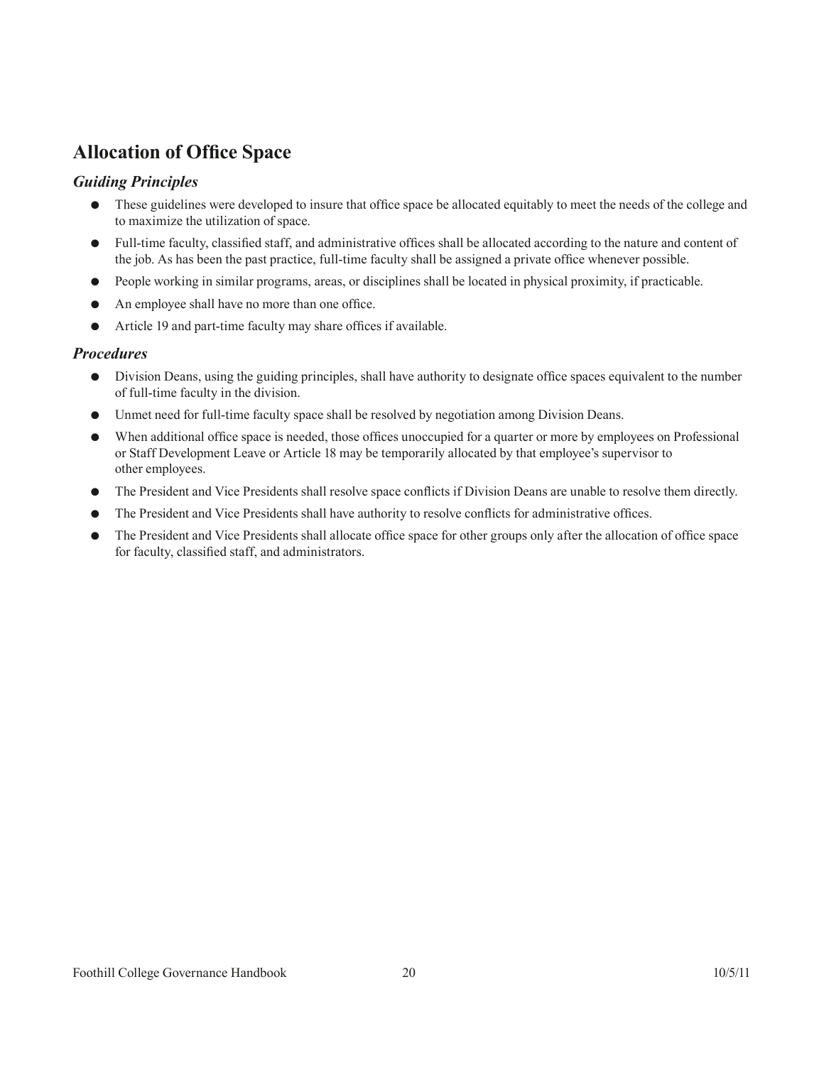## Allocation of Office Space

### *Guiding Principles*

- These guidelines were developed to insure that office space be allocated equitably to meet the needs of the college and to maximize the utilization of space.
- Full-time faculty, classified staff, and administrative offices shall be allocated according to the nature and content of the job. As has been the past practice, full-time faculty shall be assigned a private office whenever possible.
- People working in similar programs, areas, or disciplines shall be located in physical proximity, if practicable.
- An employee shall have no more than one office.
- Article 19 and part-time faculty may share offices if available.

### *Procedures*

- Division Deans, using the guiding principles, shall have authority to designate office spaces equivalent to the number of full-time faculty in the division.
- Unmet need for full-time faculty space shall be resolved by negotiation among Division Deans.
- When additional office space is needed, those offices unoccupied for a quarter or more by employees on Professional or Staff Development Leave or Article 18 may be temporarily allocated by that employee's supervisor to other employees.
- The President and Vice Presidents shall resolve space conflicts if Division Deans are unable to resolve them directly.
- The President and Vice Presidents shall have authority to resolve conflicts for administrative offices.
- The President and Vice Presidents shall allocate office space for other groups only after the allocation of office space for faculty, classified staff, and administrators.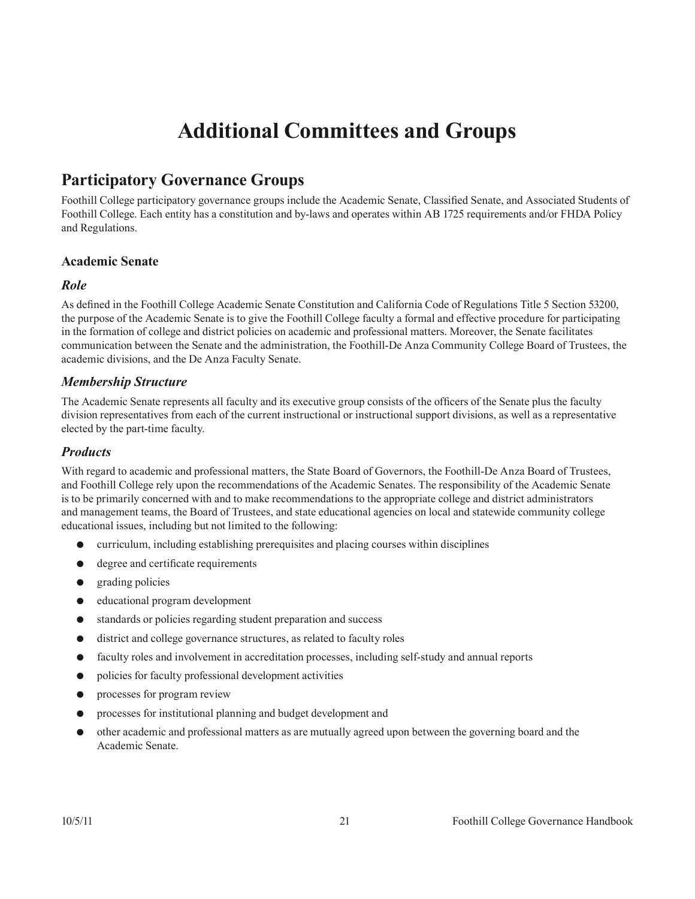# Additional Committees and Groups

## Participatory Governance Groups

Foothill College participatory governance groups include the Academic Senate, Classified Senate, and Associated Students of Foothill College. Each entity has a constitution and by-laws and operates within AB 1725 requirements and/or FHDA Policy and Regulations.

### Academic Senate

#### *Role*

As defined in the Foothill College Academic Senate Constitution and California Code of Regulations Title 5 Section 53200, the purpose of the Academic Senate is to give the Foothill College faculty a formal and effective procedure for participating in the formation of college and district policies on academic and professional matters. Moreover, the Senate facilitates communication between the Senate and the administration, the Foothill-De Anza Community College Board of Trustees, the academic divisions, and the De Anza Faculty Senate.

#### *Membership Structure*

The Academic Senate represents all faculty and its executive group consists of the officers of the Senate plus the faculty division representatives from each of the current instructional or instructional support divisions, as well as a representative elected by the part-time faculty.

#### *Products*

With regard to academic and professional matters, the State Board of Governors, the Foothill-De Anza Board of Trustees, and Foothill College rely upon the recommendations of the Academic Senates. The responsibility of the Academic Senate is to be primarily concerned with and to make recommendations to the appropriate college and district administrators and management teams, the Board of Trustees, and state educational agencies on local and statewide community college educational issues, including but not limited to the following:

- curriculum, including establishing prerequisites and placing courses within disciplines
- degree and certificate requirements
- grading policies
- educational program development
- standards or policies regarding student preparation and success
- district and college governance structures, as related to faculty roles
- faculty roles and involvement in accreditation processes, including self-study and annual reports
- policies for faculty professional development activities
- processes for program review
- processes for institutional planning and budget development and
- other academic and professional matters as are mutually agreed upon between the governing board and the Academic Senate.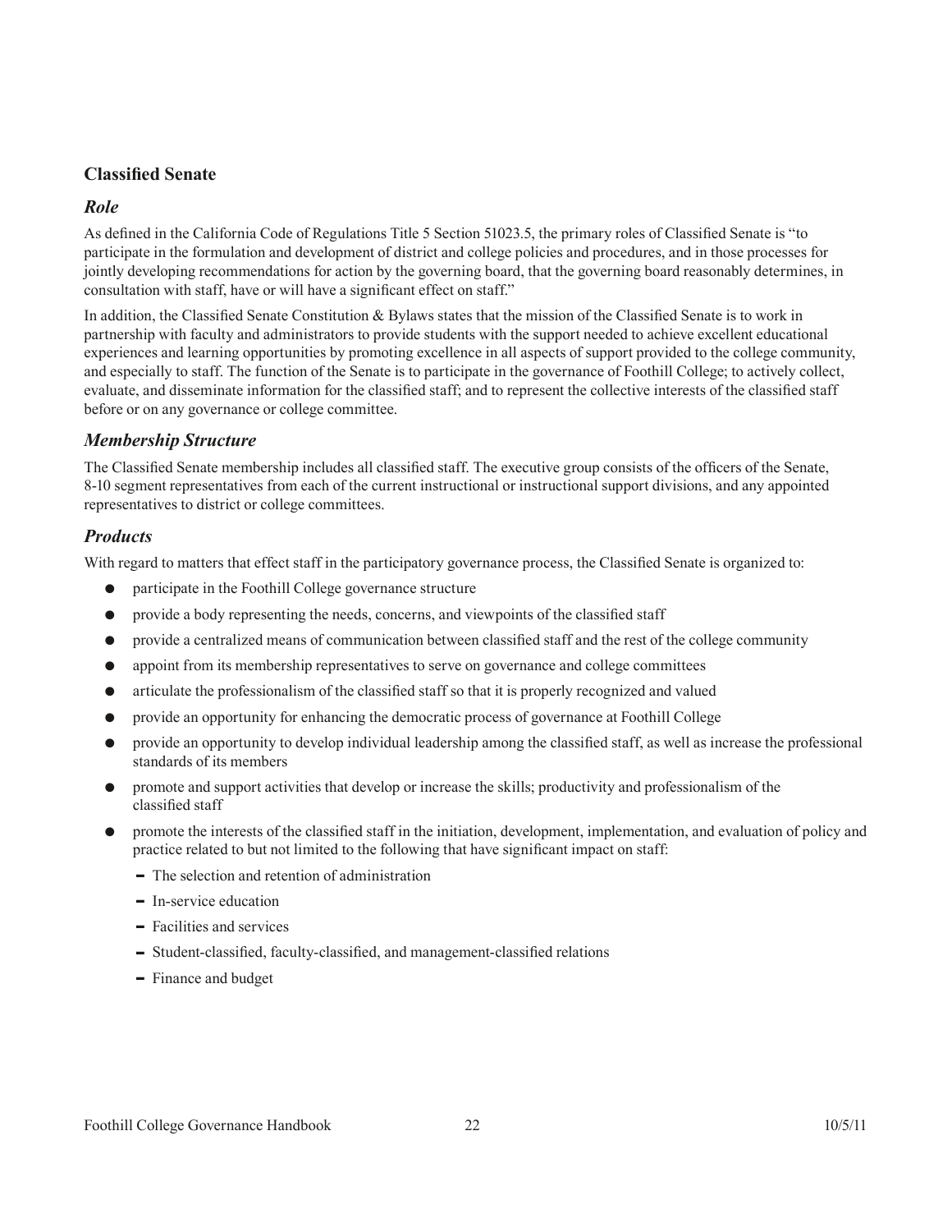## Classified Senate

### *Role*

As defined in the California Code of Regulations Title 5 Section 51023.5, the primary roles of Classified Senate is "to participate in the formulation and development of district and college policies and procedures, and in those processes for jointly developing recommendations for action by the governing board, that the governing board reasonably determines, in consultation with staff, have or will have a significant effect on staff."

In addition, the Classified Senate Constitution & Bylaws states that the mission of the Classified Senate is to work in partnership with faculty and administrators to provide students with the support needed to achieve excellent educational experiences and learning opportunities by promoting excellence in all aspects of support provided to the college community, and especially to staff. The function of the Senate is to participate in the governance of Foothill College; to actively collect, evaluate, and disseminate information for the classified staff; and to represent the collective interests of the classified staff before or on any governance or college committee.

### *Membership Structure*

The Classified Senate membership includes all classified staff. The executive group consists of the officers of the Senate, 8-10 segment representatives from each of the current instructional or instructional support divisions, and any appointed representatives to district or college committees.

### *Products*

With regard to matters that effect staff in the participatory governance process, the Classified Senate is organized to:

- participate in the Foothill College governance structure
- provide a body representing the needs, concerns, and viewpoints of the classified staff
- provide a centralized means of communication between classified staff and the rest of the college community
- appoint from its membership representatives to serve on governance and college committees
- articulate the professionalism of the classified staff so that it is properly recognized and valued
- provide an opportunity for enhancing the democratic process of governance at Foothill College
- provide an opportunity to develop individual leadership among the classified staff, as well as increase the professional standards of its members
- promote and support activities that develop or increase the skills; productivity and professionalism of the classified staff
- promote the interests of the classified staff in the initiation, development, implementation, and evaluation of policy and practice related to but not limited to the following that have significant impact on staff:
  - The selection and retention of administration
  - In-service education
  - Facilities and services
  - Student-classified, faculty-classified, and management-classified relations
  - Finance and budget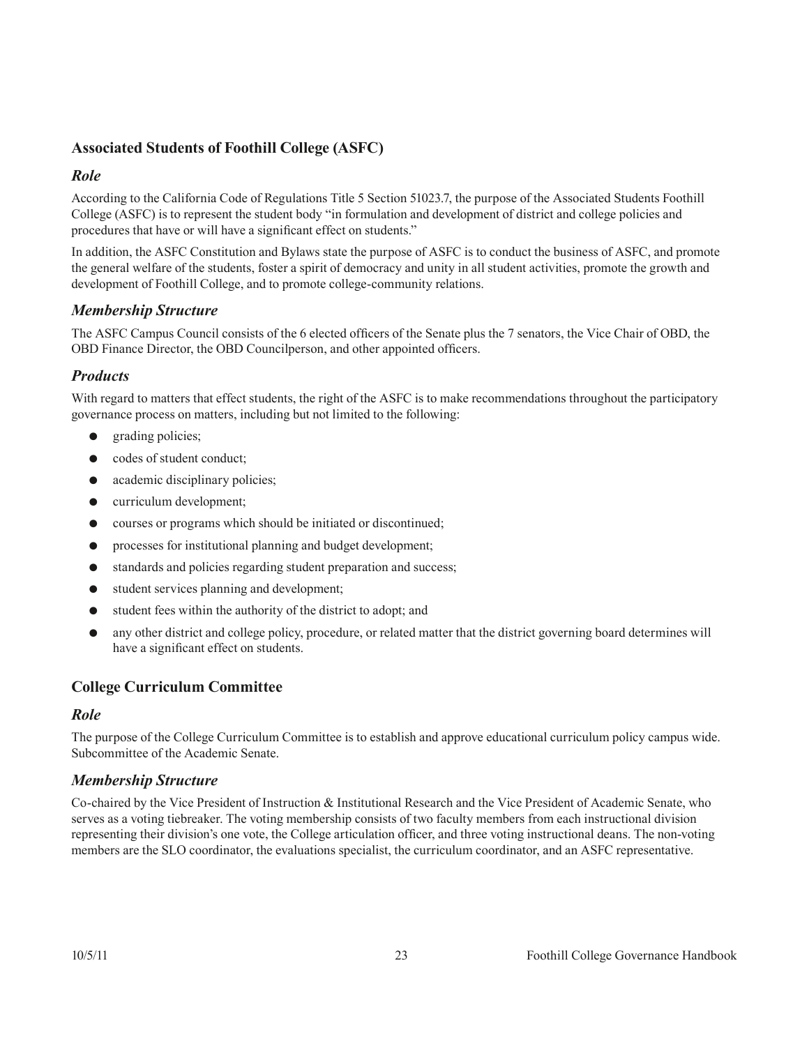## Associated Students of Foothill College (ASFC)

### *Role*

According to the California Code of Regulations Title 5 Section 51023.7, the purpose of the Associated Students Foothill College (ASFC) is to represent the student body "in formulation and development of district and college policies and procedures that have or will have a significant effect on students."

In addition, the ASFC Constitution and Bylaws state the purpose of ASFC is to conduct the business of ASFC, and promote the general welfare of the students, foster a spirit of democracy and unity in all student activities, promote the growth and development of Foothill College, and to promote college-community relations.

### *Membership Structure*

The ASFC Campus Council consists of the 6 elected officers of the Senate plus the 7 senators, the Vice Chair of OBD, the OBD Finance Director, the OBD Councilperson, and other appointed officers.

### *Products*

With regard to matters that effect students, the right of the ASFC is to make recommendations throughout the participatory governance process on matters, including but not limited to the following:

- grading policies;
- codes of student conduct;
- academic disciplinary policies;
- curriculum development;
- courses or programs which should be initiated or discontinued;
- processes for institutional planning and budget development;
- standards and policies regarding student preparation and success;
- student services planning and development;
- student fees within the authority of the district to adopt; and
- any other district and college policy, procedure, or related matter that the district governing board determines will have a significant effect on students.

## College Curriculum Committee

### *Role*

The purpose of the College Curriculum Committee is to establish and approve educational curriculum policy campus wide. Subcommittee of the Academic Senate.

### *Membership Structure*

Co-chaired by the Vice President of Instruction & Institutional Research and the Vice President of Academic Senate, who serves as a voting tiebreaker. The voting membership consists of two faculty members from each instructional division representing their division's one vote, the College articulation officer, and three voting instructional deans. The non-voting members are the SLO coordinator, the evaluations specialist, the curriculum coordinator, and an ASFC representative.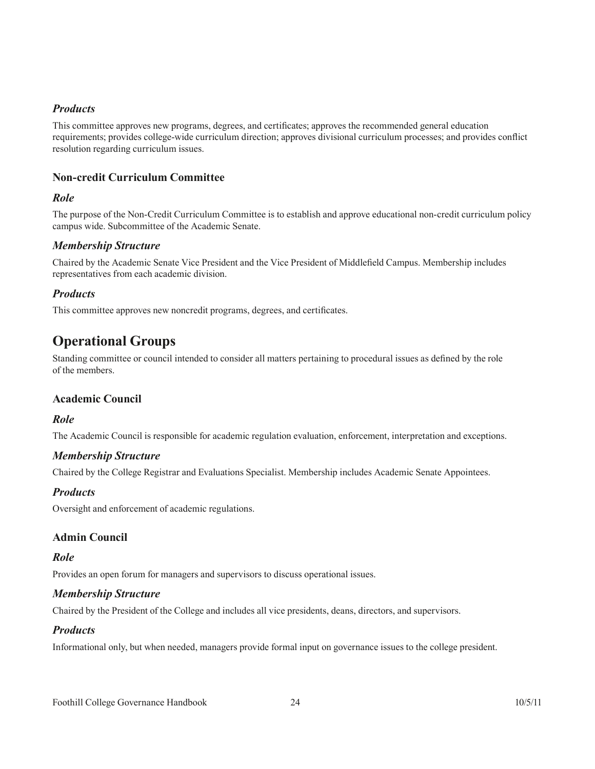### *Products*

This committee approves new programs, degrees, and certificates; approves the recommended general education requirements; provides college-wide curriculum direction; approves divisional curriculum processes; and provides conflict resolution regarding curriculum issues.

### Non-credit Curriculum Committee

#### *Role*

The purpose of the Non-Credit Curriculum Committee is to establish and approve educational non-credit curriculum policy campus wide. Subcommittee of the Academic Senate.

#### *Membership Structure*

Chaired by the Academic Senate Vice President and the Vice President of Middlefield Campus. Membership includes representatives from each academic division.

#### *Products*

This committee approves new noncredit programs, degrees, and certificates.

## Operational Groups

Standing committee or council intended to consider all matters pertaining to procedural issues as defined by the role of the members.

### Academic Council

#### *Role*

The Academic Council is responsible for academic regulation evaluation, enforcement, interpretation and exceptions.

#### *Membership Structure*

Chaired by the College Registrar and Evaluations Specialist. Membership includes Academic Senate Appointees.

#### *Products*

Oversight and enforcement of academic regulations.

### Admin Council

#### *Role*

Provides an open forum for managers and supervisors to discuss operational issues.

#### *Membership Structure*

Chaired by the President of the College and includes all vice presidents, deans, directors, and supervisors.

#### *Products*

Informational only, but when needed, managers provide formal input on governance issues to the college president.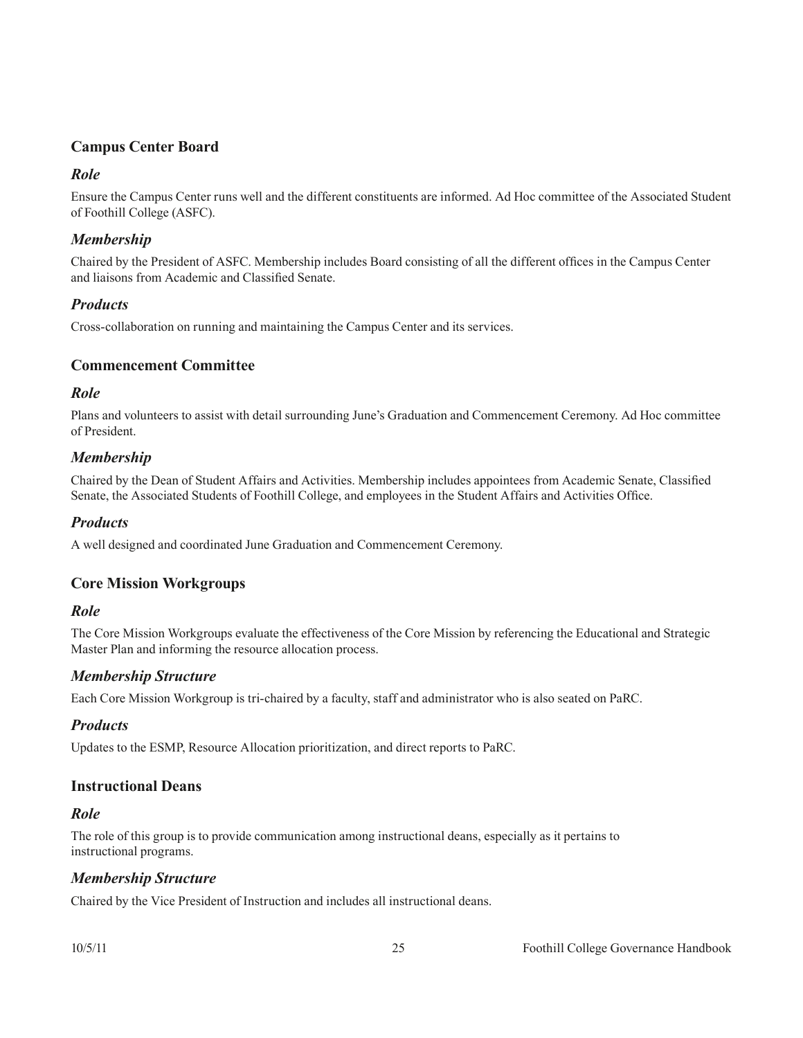### Campus Center Board

#### *Role*

Ensure the Campus Center runs well and the different constituents are informed. Ad Hoc committee of the Associated Student of Foothill College (ASFC).

#### *Membership*

Chaired by the President of ASFC. Membership includes Board consisting of all the different offices in the Campus Center and liaisons from Academic and Classified Senate.

#### *Products*

Cross-collaboration on running and maintaining the Campus Center and its services.

### Commencement Committee

#### *Role*

Plans and volunteers to assist with detail surrounding June's Graduation and Commencement Ceremony. Ad Hoc committee of President.

#### *Membership*

Chaired by the Dean of Student Affairs and Activities. Membership includes appointees from Academic Senate, Classified Senate, the Associated Students of Foothill College, and employees in the Student Affairs and Activities Office.

#### *Products*

A well designed and coordinated June Graduation and Commencement Ceremony.

### Core Mission Workgroups

#### *Role*

The Core Mission Workgroups evaluate the effectiveness of the Core Mission by referencing the Educational and Strategic Master Plan and informing the resource allocation process.

#### *Membership Structure*

Each Core Mission Workgroup is tri-chaired by a faculty, staff and administrator who is also seated on PaRC.

#### *Products*

Updates to the ESMP, Resource Allocation prioritization, and direct reports to PaRC.

### Instructional Deans

#### *Role*

The role of this group is to provide communication among instructional deans, especially as it pertains to instructional programs.

#### *Membership Structure*

Chaired by the Vice President of Instruction and includes all instructional deans.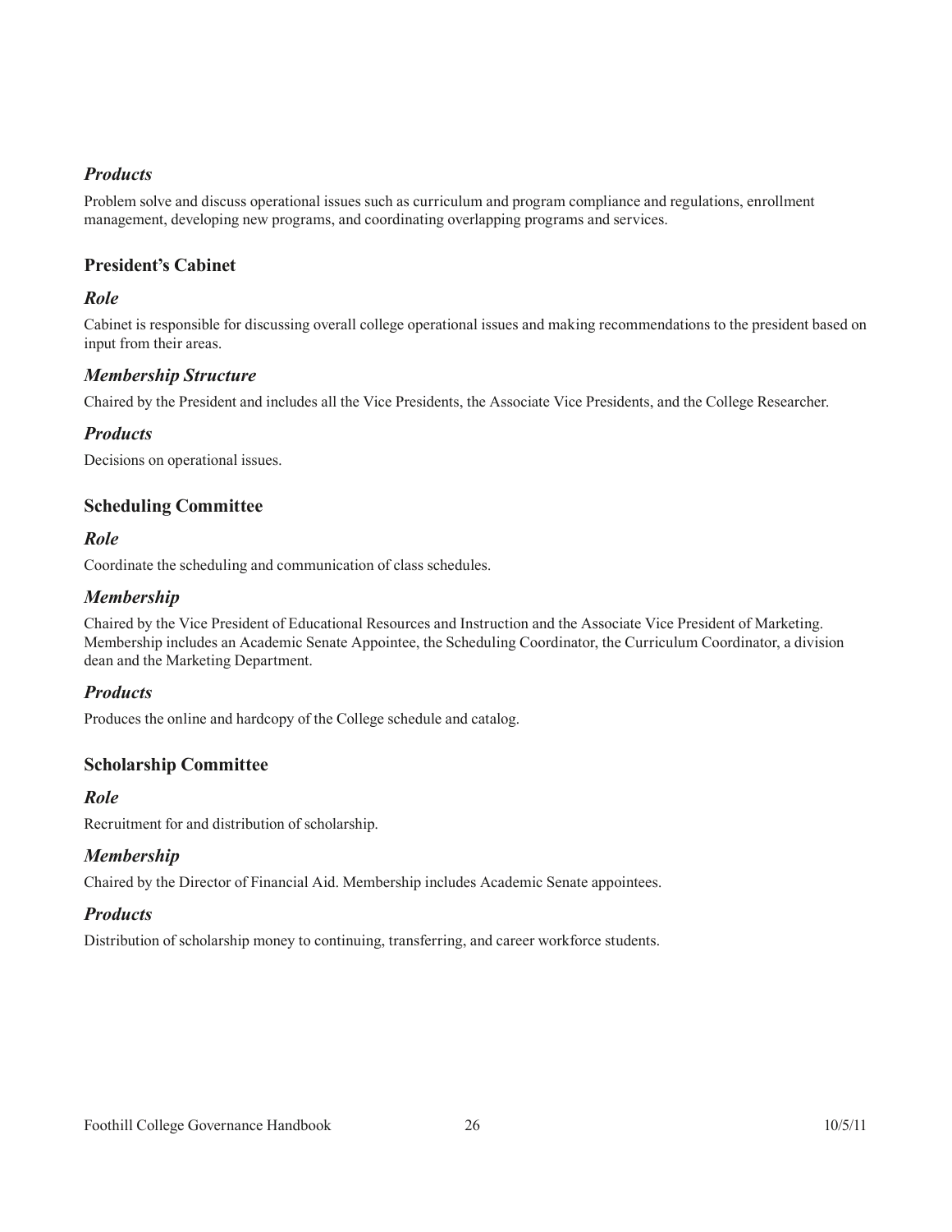### *Products*

Problem solve and discuss operational issues such as curriculum and program compliance and regulations, enrollment management, developing new programs, and coordinating overlapping programs and services.

## President's Cabinet

### *Role*

Cabinet is responsible for discussing overall college operational issues and making recommendations to the president based on input from their areas.

### *Membership Structure*

Chaired by the President and includes all the Vice Presidents, the Associate Vice Presidents, and the College Researcher.

### *Products*

Decisions on operational issues.

## Scheduling Committee

### *Role*

Coordinate the scheduling and communication of class schedules.

### *Membership*

Chaired by the Vice President of Educational Resources and Instruction and the Associate Vice President of Marketing. Membership includes an Academic Senate Appointee, the Scheduling Coordinator, the Curriculum Coordinator, a division dean and the Marketing Department.

### *Products*

Produces the online and hardcopy of the College schedule and catalog.

## Scholarship Committee

### *Role*

Recruitment for and distribution of scholarship.

### *Membership*

Chaired by the Director of Financial Aid. Membership includes Academic Senate appointees.

### *Products*

Distribution of scholarship money to continuing, transferring, and career workforce students.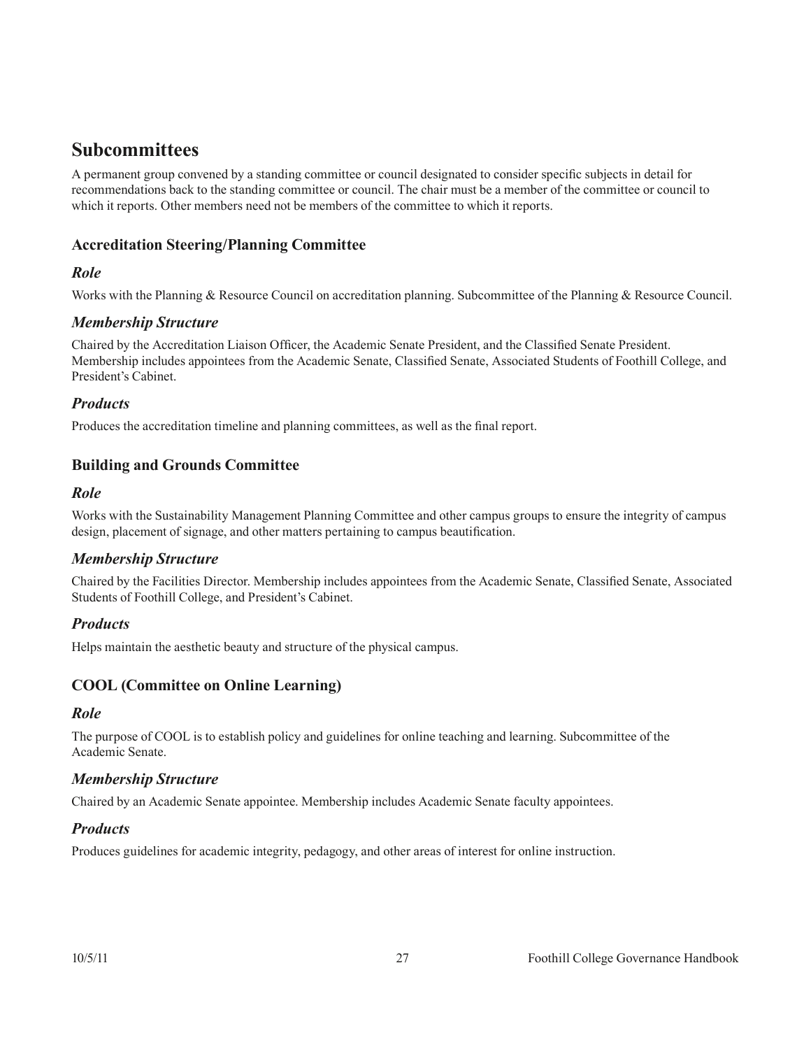## Subcommittees

A permanent group convened by a standing committee or council designated to consider specific subjects in detail for recommendations back to the standing committee or council. The chair must be a member of the committee or council to which it reports. Other members need not be members of the committee to which it reports.

### Accreditation Steering/Planning Committee

#### *Role*

Works with the Planning & Resource Council on accreditation planning. Subcommittee of the Planning & Resource Council.

#### *Membership Structure*

Chaired by the Accreditation Liaison Officer, the Academic Senate President, and the Classified Senate President. Membership includes appointees from the Academic Senate, Classified Senate, Associated Students of Foothill College, and President's Cabinet.

#### *Products*

Produces the accreditation timeline and planning committees, as well as the final report.

### Building and Grounds Committee

#### *Role*

Works with the Sustainability Management Planning Committee and other campus groups to ensure the integrity of campus design, placement of signage, and other matters pertaining to campus beautification.

#### *Membership Structure*

Chaired by the Facilities Director. Membership includes appointees from the Academic Senate, Classified Senate, Associated Students of Foothill College, and President's Cabinet.

#### *Products*

Helps maintain the aesthetic beauty and structure of the physical campus.

### COOL (Committee on Online Learning)

#### *Role*

The purpose of COOL is to establish policy and guidelines for online teaching and learning. Subcommittee of the Academic Senate.

#### *Membership Structure*

Chaired by an Academic Senate appointee. Membership includes Academic Senate faculty appointees.

#### *Products*

Produces guidelines for academic integrity, pedagogy, and other areas of interest for online instruction.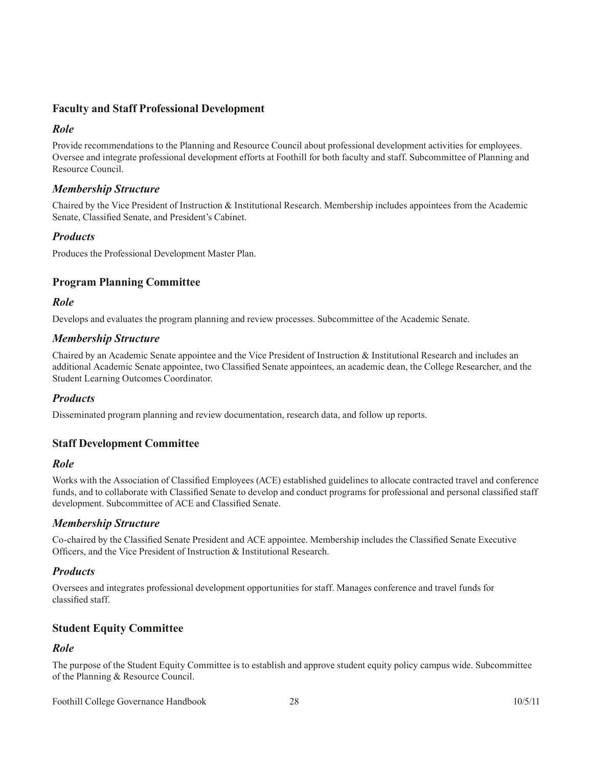## Faculty and Staff Professional Development

### *Role*

Provide recommendations to the Planning and Resource Council about professional development activities for employees. Oversee and integrate professional development efforts at Foothill for both faculty and staff. Subcommittee of Planning and Resource Council.

### *Membership Structure*

Chaired by the Vice President of Instruction & Institutional Research. Membership includes appointees from the Academic Senate, Classified Senate, and President's Cabinet.

### *Products*

Produces the Professional Development Master Plan.

## Program Planning Committee

### *Role*

Develops and evaluates the program planning and review processes. Subcommittee of the Academic Senate.

### *Membership Structure*

Chaired by an Academic Senate appointee and the Vice President of Instruction & Institutional Research and includes an additional Academic Senate appointee, two Classified Senate appointees, an academic dean, the College Researcher, and the Student Learning Outcomes Coordinator.

### *Products*

Disseminated program planning and review documentation, research data, and follow up reports.

## Staff Development Committee

### *Role*

Works with the Association of Classified Employees (ACE) established guidelines to allocate contracted travel and conference funds, and to collaborate with Classified Senate to develop and conduct programs for professional and personal classified staff development. Subcommittee of ACE and Classified Senate.

### *Membership Structure*

Co-chaired by the Classified Senate President and ACE appointee. Membership includes the Classified Senate Executive Officers, and the Vice President of Instruction & Institutional Research.

### *Products*

Oversees and integrates professional development opportunities for staff. Manages conference and travel funds for classified staff.

## Student Equity Committee

### *Role*

The purpose of the Student Equity Committee is to establish and approve student equity policy campus wide. Subcommittee of the Planning & Resource Council.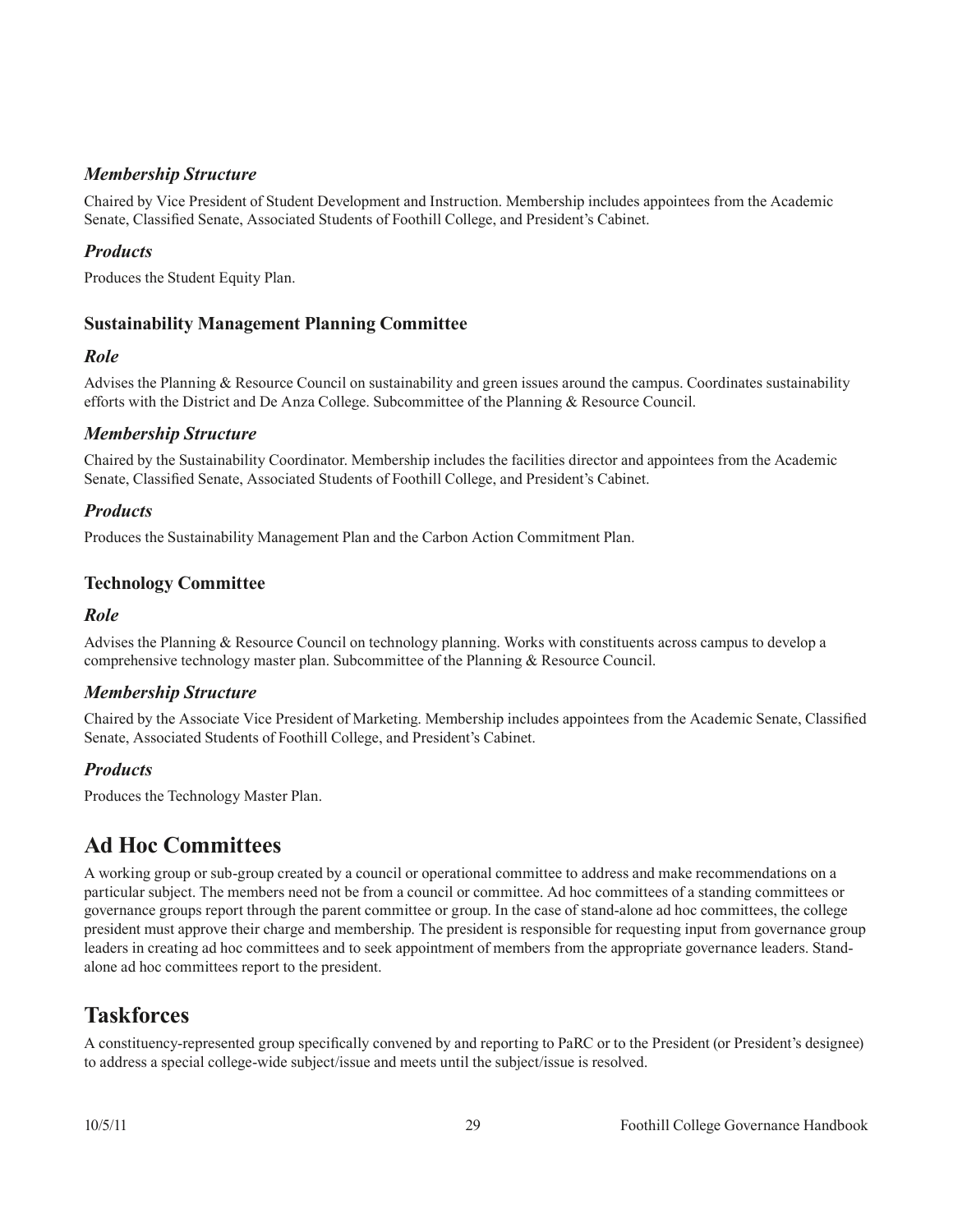#### *Membership Structure*

Chaired by Vice President of Student Development and Instruction. Membership includes appointees from the Academic Senate, Classified Senate, Associated Students of Foothill College, and President's Cabinet.

#### *Products*

Produces the Student Equity Plan.

### Sustainability Management Planning Committee

#### *Role*

Advises the Planning & Resource Council on sustainability and green issues around the campus. Coordinates sustainability efforts with the District and De Anza College. Subcommittee of the Planning & Resource Council.

#### *Membership Structure*

Chaired by the Sustainability Coordinator. Membership includes the facilities director and appointees from the Academic Senate, Classified Senate, Associated Students of Foothill College, and President's Cabinet.

#### *Products*

Produces the Sustainability Management Plan and the Carbon Action Commitment Plan.

### Technology Committee

#### *Role*

Advises the Planning & Resource Council on technology planning. Works with constituents across campus to develop a comprehensive technology master plan. Subcommittee of the Planning & Resource Council.

#### *Membership Structure*

Chaired by the Associate Vice President of Marketing. Membership includes appointees from the Academic Senate, Classified Senate, Associated Students of Foothill College, and President's Cabinet.

#### *Products*

Produces the Technology Master Plan.

## Ad Hoc Committees

A working group or sub-group created by a council or operational committee to address and make recommendations on a particular subject. The members need not be from a council or committee. Ad hoc committees of a standing committees or governance groups report through the parent committee or group. In the case of stand-alone ad hoc committees, the college president must approve their charge and membership. The president is responsible for requesting input from governance group leaders in creating ad hoc committees and to seek appointment of members from the appropriate governance leaders. Stand-alone ad hoc committees report to the president.

## Taskforces

A constituency-represented group specifically convened by and reporting to PaRC or to the President (or President's designee) to address a special college-wide subject/issue and meets until the subject/issue is resolved.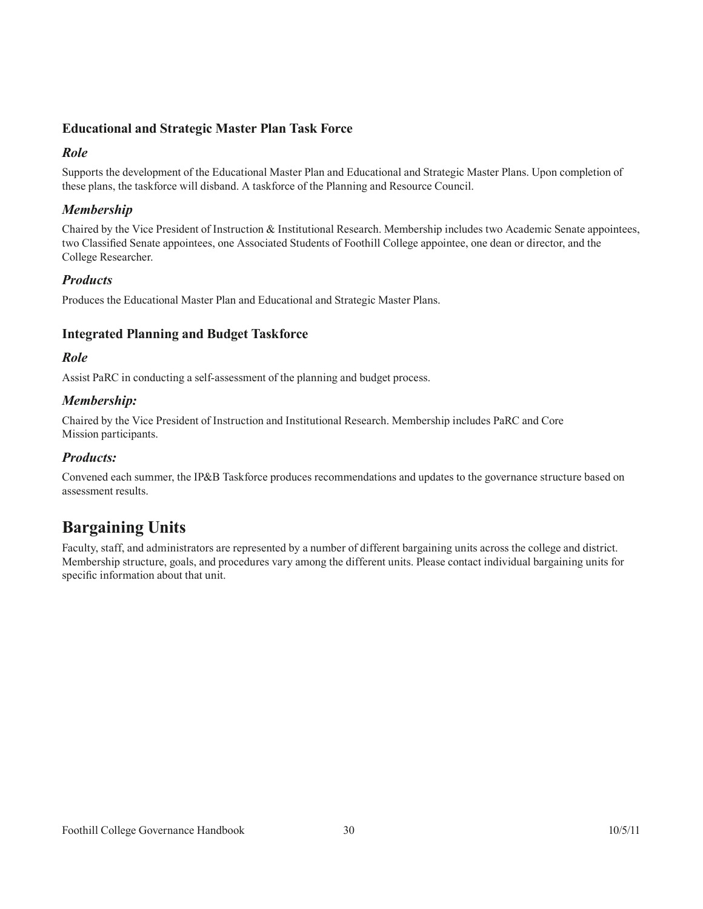### Educational and Strategic Master Plan Task Force

#### *Role*

Supports the development of the Educational Master Plan and Educational and Strategic Master Plans. Upon completion of these plans, the taskforce will disband. A taskforce of the Planning and Resource Council.

#### *Membership*

Chaired by the Vice President of Instruction & Institutional Research. Membership includes two Academic Senate appointees, two Classified Senate appointees, one Associated Students of Foothill College appointee, one dean or director, and the College Researcher.

#### *Products*

Produces the Educational Master Plan and Educational and Strategic Master Plans.

### Integrated Planning and Budget Taskforce

#### *Role*

Assist PaRC in conducting a self-assessment of the planning and budget process.

#### *Membership:*

Chaired by the Vice President of Instruction and Institutional Research. Membership includes PaRC and Core Mission participants.

#### *Products:*

Convened each summer, the IP&B Taskforce produces recommendations and updates to the governance structure based on assessment results.

## Bargaining Units

Faculty, staff, and administrators are represented by a number of different bargaining units across the college and district. Membership structure, goals, and procedures vary among the different units. Please contact individual bargaining units for specific information about that unit.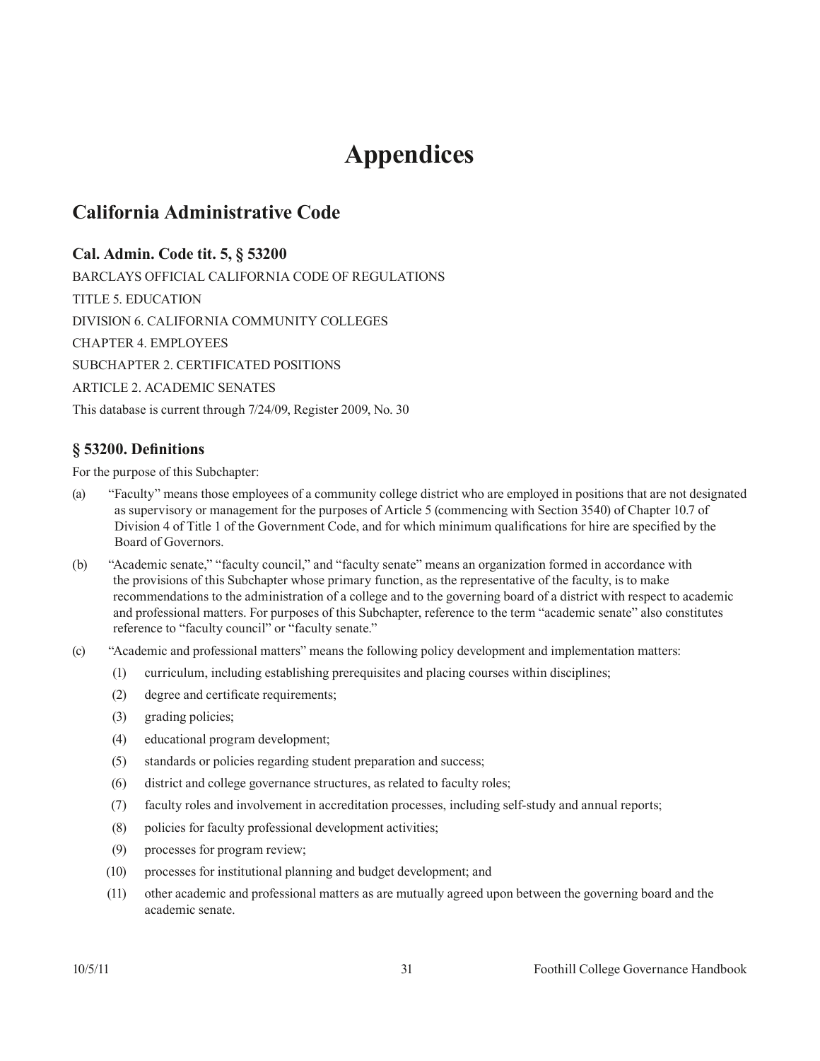# Appendices

## California Administrative Code

### Cal. Admin. Code tit. 5, § 53200

BARCLAYS OFFICIAL CALIFORNIA CODE OF REGULATIONS

TITLE 5. EDUCATION

DIVISION 6. CALIFORNIA COMMUNITY COLLEGES

CHAPTER 4. EMPLOYEES

SUBCHAPTER 2. CERTIFICATED POSITIONS

ARTICLE 2. ACADEMIC SENATES

This database is current through 7/24/09, Register 2009, No. 30

### § 53200. Definitions

For the purpose of this Subchapter:

(a) "Faculty" means those employees of a community college district who are employed in positions that are not designated as supervisory or management for the purposes of Article 5 (commencing with Section 3540) of Chapter 10.7 of Division 4 of Title 1 of the Government Code, and for which minimum qualifications for hire are specified by the Board of Governors.

(b) "Academic senate," "faculty council," and "faculty senate" means an organization formed in accordance with the provisions of this Subchapter whose primary function, as the representative of the faculty, is to make recommendations to the administration of a college and to the governing board of a district with respect to academic and professional matters. For purposes of this Subchapter, reference to the term "academic senate" also constitutes reference to "faculty council" or "faculty senate."

(c) "Academic and professional matters" means the following policy development and implementation matters:

  (1) curriculum, including establishing prerequisites and placing courses within disciplines;

  (2) degree and certificate requirements;

  (3) grading policies;

  (4) educational program development;

  (5) standards or policies regarding student preparation and success;

  (6) district and college governance structures, as related to faculty roles;

  (7) faculty roles and involvement in accreditation processes, including self-study and annual reports;

  (8) policies for faculty professional development activities;

  (9) processes for program review;

  (10) processes for institutional planning and budget development; and

  (11) other academic and professional matters as are mutually agreed upon between the governing board and the academic senate.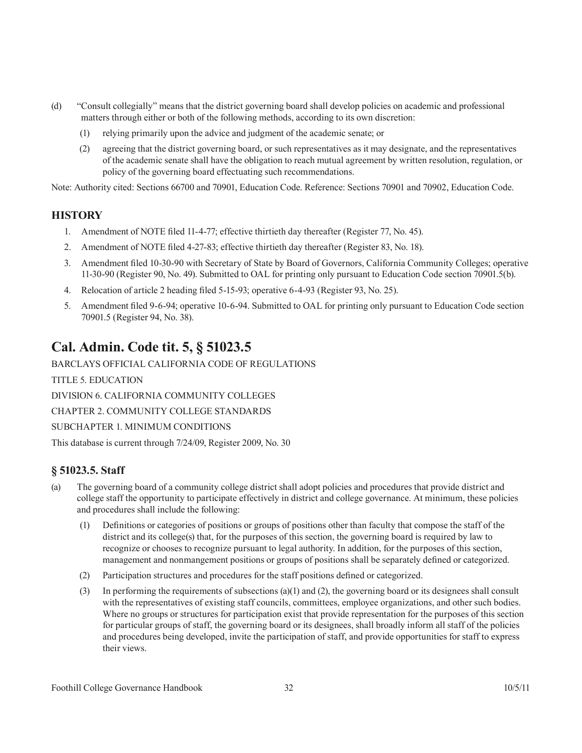(d) "Consult collegially" means that the district governing board shall develop policies on academic and professional matters through either or both of the following methods, according to its own discretion:

   (1) relying primarily upon the advice and judgment of the academic senate; or

   (2) agreeing that the district governing board, or such representatives as it may designate, and the representatives of the academic senate shall have the obligation to reach mutual agreement by written resolution, regulation, or policy of the governing board effectuating such recommendations.

Note: Authority cited: Sections 66700 and 70901, Education Code. Reference: Sections 70901 and 70902, Education Code.

### HISTORY

1. Amendment of NOTE filed 11-4-77; effective thirtieth day thereafter (Register 77, No. 45).
2. Amendment of NOTE filed 4-27-83; effective thirtieth day thereafter (Register 83, No. 18).
3. Amendment filed 10-30-90 with Secretary of State by Board of Governors, California Community Colleges; operative 11-30-90 (Register 90, No. 49). Submitted to OAL for printing only pursuant to Education Code section 70901.5(b).
4. Relocation of article 2 heading filed 5-15-93; operative 6-4-93 (Register 93, No. 25).
5. Amendment filed 9-6-94; operative 10-6-94. Submitted to OAL for printing only pursuant to Education Code section 70901.5 (Register 94, No. 38).

## Cal. Admin. Code tit. 5, § 51023.5

BARCLAYS OFFICIAL CALIFORNIA CODE OF REGULATIONS

TITLE 5. EDUCATION

DIVISION 6. CALIFORNIA COMMUNITY COLLEGES

CHAPTER 2. COMMUNITY COLLEGE STANDARDS

SUBCHAPTER 1. MINIMUM CONDITIONS

This database is current through 7/24/09, Register 2009, No. 30

### § 51023.5. Staff

(a) The governing board of a community college district shall adopt policies and procedures that provide district and college staff the opportunity to participate effectively in district and college governance. At minimum, these policies and procedures shall include the following:

   (1) Definitions or categories of positions or groups of positions other than faculty that compose the staff of the district and its college(s) that, for the purposes of this section, the governing board is required by law to recognize or chooses to recognize pursuant to legal authority. In addition, for the purposes of this section, management and nonmangement positions or groups of positions shall be separately defined or categorized.

   (2) Participation structures and procedures for the staff positions defined or categorized.

   (3) In performing the requirements of subsections (a)(1) and (2), the governing board or its designees shall consult with the representatives of existing staff councils, committees, employee organizations, and other such bodies. Where no groups or structures for participation exist that provide representation for the purposes of this section for particular groups of staff, the governing board or its designees, shall broadly inform all staff of the policies and procedures being developed, invite the participation of staff, and provide opportunities for staff to express their views.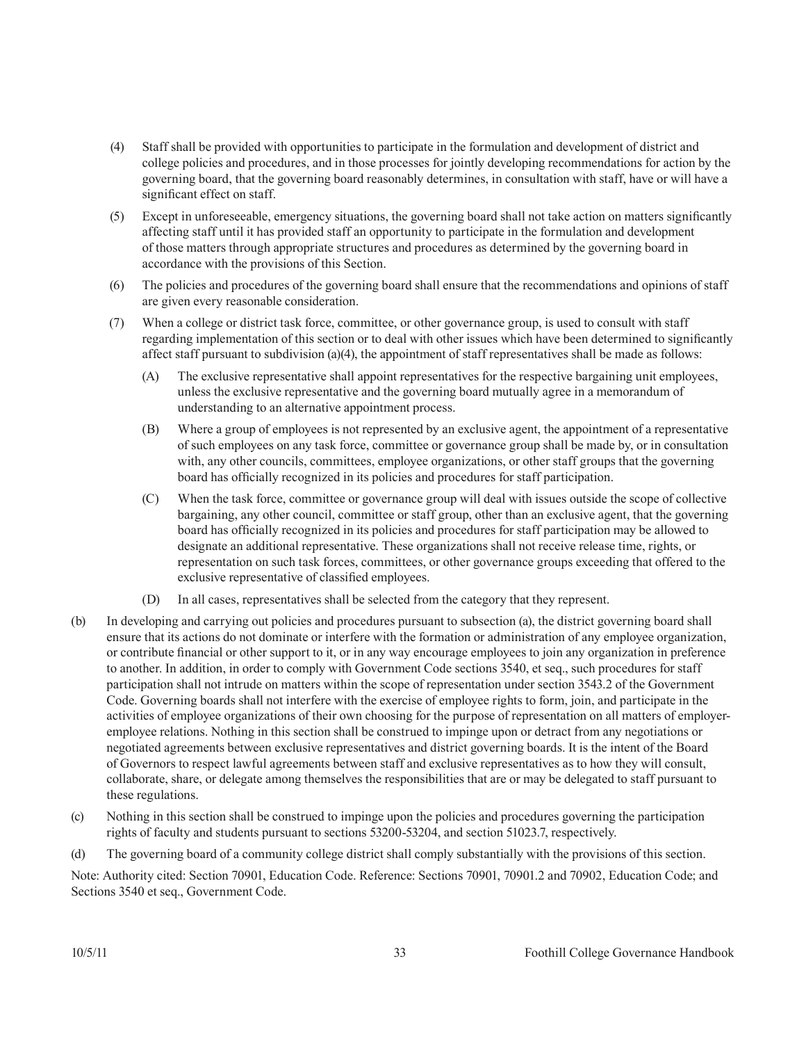(4) Staff shall be provided with opportunities to participate in the formulation and development of district and college policies and procedures, and in those processes for jointly developing recommendations for action by the governing board, that the governing board reasonably determines, in consultation with staff, have or will have a significant effect on staff.

(5) Except in unforeseeable, emergency situations, the governing board shall not take action on matters significantly affecting staff until it has provided staff an opportunity to participate in the formulation and development of those matters through appropriate structures and procedures as determined by the governing board in accordance with the provisions of this Section.

(6) The policies and procedures of the governing board shall ensure that the recommendations and opinions of staff are given every reasonable consideration.

(7) When a college or district task force, committee, or other governance group, is used to consult with staff regarding implementation of this section or to deal with other issues which have been determined to significantly affect staff pursuant to subdivision (a)(4), the appointment of staff representatives shall be made as follows:

(A) The exclusive representative shall appoint representatives for the respective bargaining unit employees, unless the exclusive representative and the governing board mutually agree in a memorandum of understanding to an alternative appointment process.

(B) Where a group of employees is not represented by an exclusive agent, the appointment of a representative of such employees on any task force, committee or governance group shall be made by, or in consultation with, any other councils, committees, employee organizations, or other staff groups that the governing board has officially recognized in its policies and procedures for staff participation.

(C) When the task force, committee or governance group will deal with issues outside the scope of collective bargaining, any other council, committee or staff group, other than an exclusive agent, that the governing board has officially recognized in its policies and procedures for staff participation may be allowed to designate an additional representative. These organizations shall not receive release time, rights, or representation on such task forces, committees, or other governance groups exceeding that offered to the exclusive representative of classified employees.

(D) In all cases, representatives shall be selected from the category that they represent.

(b) In developing and carrying out policies and procedures pursuant to subsection (a), the district governing board shall ensure that its actions do not dominate or interfere with the formation or administration of any employee organization, or contribute financial or other support to it, or in any way encourage employees to join any organization in preference to another. In addition, in order to comply with Government Code sections 3540, et seq., such procedures for staff participation shall not intrude on matters within the scope of representation under section 3543.2 of the Government Code. Governing boards shall not interfere with the exercise of employee rights to form, join, and participate in the activities of employee organizations of their own choosing for the purpose of representation on all matters of employer-employee relations. Nothing in this section shall be construed to impinge upon or detract from any negotiations or negotiated agreements between exclusive representatives and district governing boards. It is the intent of the Board of Governors to respect lawful agreements between staff and exclusive representatives as to how they will consult, collaborate, share, or delegate among themselves the responsibilities that are or may be delegated to staff pursuant to these regulations.

(c) Nothing in this section shall be construed to impinge upon the policies and procedures governing the participation rights of faculty and students pursuant to sections 53200-53204, and section 51023.7, respectively.

(d) The governing board of a community college district shall comply substantially with the provisions of this section.

Note: Authority cited: Section 70901, Education Code. Reference: Sections 70901, 70901.2 and 70902, Education Code; and Sections 3540 et seq., Government Code.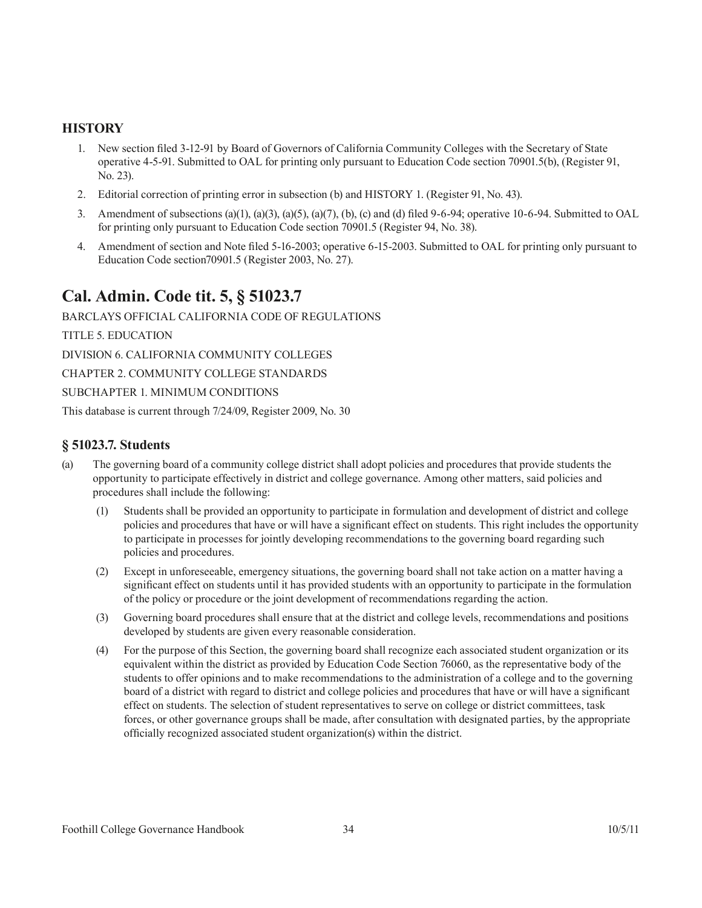## HISTORY

1. New section filed 3-12-91 by Board of Governors of California Community Colleges with the Secretary of State operative 4-5-91. Submitted to OAL for printing only pursuant to Education Code section 70901.5(b), (Register 91, No. 23).
2. Editorial correction of printing error in subsection (b) and HISTORY 1. (Register 91, No. 43).
3. Amendment of subsections (a)(1), (a)(3), (a)(5), (a)(7), (b), (c) and (d) filed 9-6-94; operative 10-6-94. Submitted to OAL for printing only pursuant to Education Code section 70901.5 (Register 94, No. 38).
4. Amendment of section and Note filed 5-16-2003; operative 6-15-2003. Submitted to OAL for printing only pursuant to Education Code section70901.5 (Register 2003, No. 27).

# Cal. Admin. Code tit. 5, § 51023.7

BARCLAYS OFFICIAL CALIFORNIA CODE OF REGULATIONS

TITLE 5. EDUCATION

DIVISION 6. CALIFORNIA COMMUNITY COLLEGES

CHAPTER 2. COMMUNITY COLLEGE STANDARDS

SUBCHAPTER 1. MINIMUM CONDITIONS

This database is current through 7/24/09, Register 2009, No. 30

### § 51023.7. Students

(a) The governing board of a community college district shall adopt policies and procedures that provide students the opportunity to participate effectively in district and college governance. Among other matters, said policies and procedures shall include the following:

 (1) Students shall be provided an opportunity to participate in formulation and development of district and college policies and procedures that have or will have a significant effect on students. This right includes the opportunity to participate in processes for jointly developing recommendations to the governing board regarding such policies and procedures.

 (2) Except in unforeseeable, emergency situations, the governing board shall not take action on a matter having a significant effect on students until it has provided students with an opportunity to participate in the formulation of the policy or procedure or the joint development of recommendations regarding the action.

 (3) Governing board procedures shall ensure that at the district and college levels, recommendations and positions developed by students are given every reasonable consideration.

 (4) For the purpose of this Section, the governing board shall recognize each associated student organization or its equivalent within the district as provided by Education Code Section 76060, as the representative body of the students to offer opinions and to make recommendations to the administration of a college and to the governing board of a district with regard to district and college policies and procedures that have or will have a significant effect on students. The selection of student representatives to serve on college or district committees, task forces, or other governance groups shall be made, after consultation with designated parties, by the appropriate officially recognized associated student organization(s) within the district.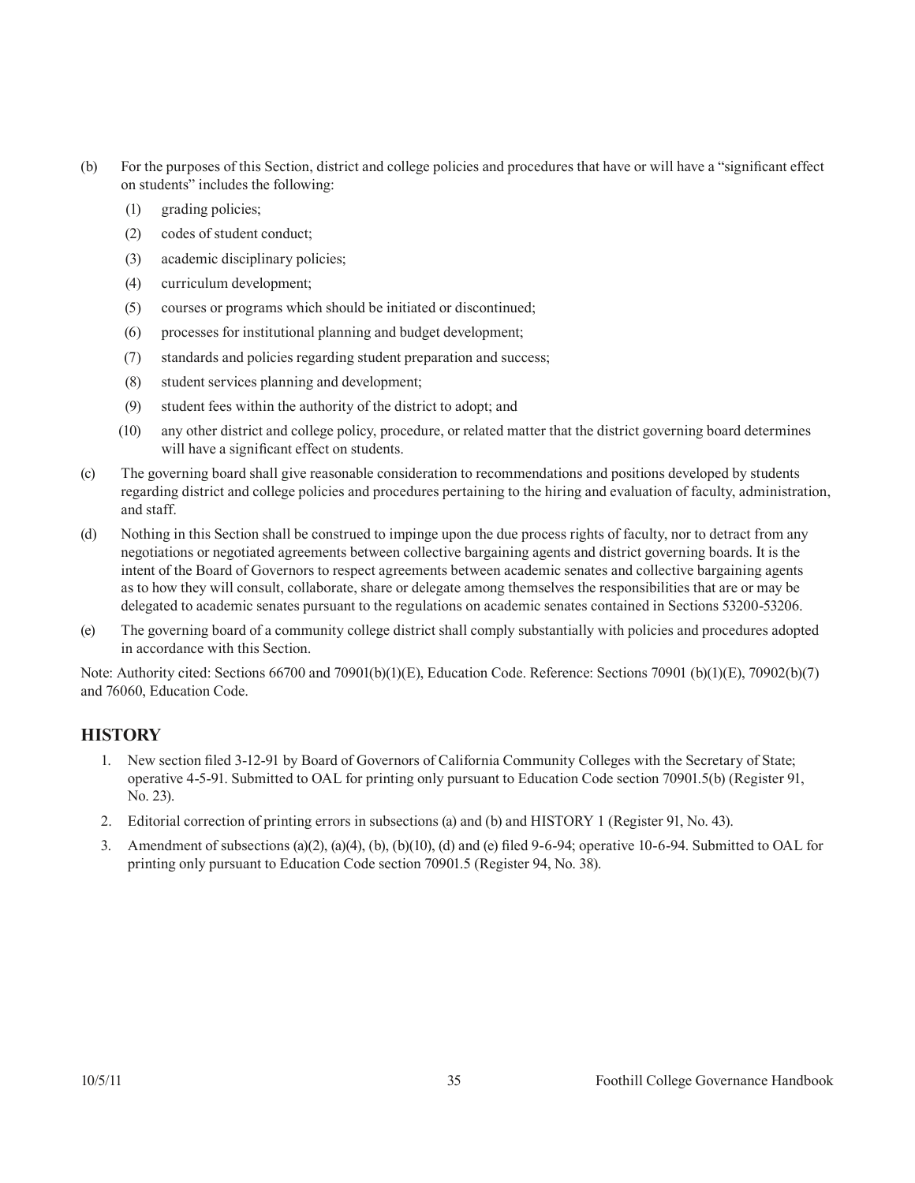(b) For the purposes of this Section, district and college policies and procedures that have or will have a "significant effect on students" includes the following:

  (1) grading policies;

  (2) codes of student conduct;

  (3) academic disciplinary policies;

  (4) curriculum development;

  (5) courses or programs which should be initiated or discontinued;

  (6) processes for institutional planning and budget development;

  (7) standards and policies regarding student preparation and success;

  (8) student services planning and development;

  (9) student fees within the authority of the district to adopt; and

  (10) any other district and college policy, procedure, or related matter that the district governing board determines will have a significant effect on students.

(c) The governing board shall give reasonable consideration to recommendations and positions developed by students regarding district and college policies and procedures pertaining to the hiring and evaluation of faculty, administration, and staff.

(d) Nothing in this Section shall be construed to impinge upon the due process rights of faculty, nor to detract from any negotiations or negotiated agreements between collective bargaining agents and district governing boards. It is the intent of the Board of Governors to respect agreements between academic senates and collective bargaining agents as to how they will consult, collaborate, share or delegate among themselves the responsibilities that are or may be delegated to academic senates pursuant to the regulations on academic senates contained in Sections 53200-53206.

(e) The governing board of a community college district shall comply substantially with policies and procedures adopted in accordance with this Section.

Note: Authority cited: Sections 66700 and 70901(b)(1)(E), Education Code. Reference: Sections 70901 (b)(1)(E), 70902(b)(7) and 76060, Education Code.

## HISTORY

1. New section filed 3-12-91 by Board of Governors of California Community Colleges with the Secretary of State; operative 4-5-91. Submitted to OAL for printing only pursuant to Education Code section 70901.5(b) (Register 91, No. 23).
2. Editorial correction of printing errors in subsections (a) and (b) and HISTORY 1 (Register 91, No. 43).
3. Amendment of subsections (a)(2), (a)(4), (b), (b)(10), (d) and (e) filed 9-6-94; operative 10-6-94. Submitted to OAL for printing only pursuant to Education Code section 70901.5 (Register 94, No. 38).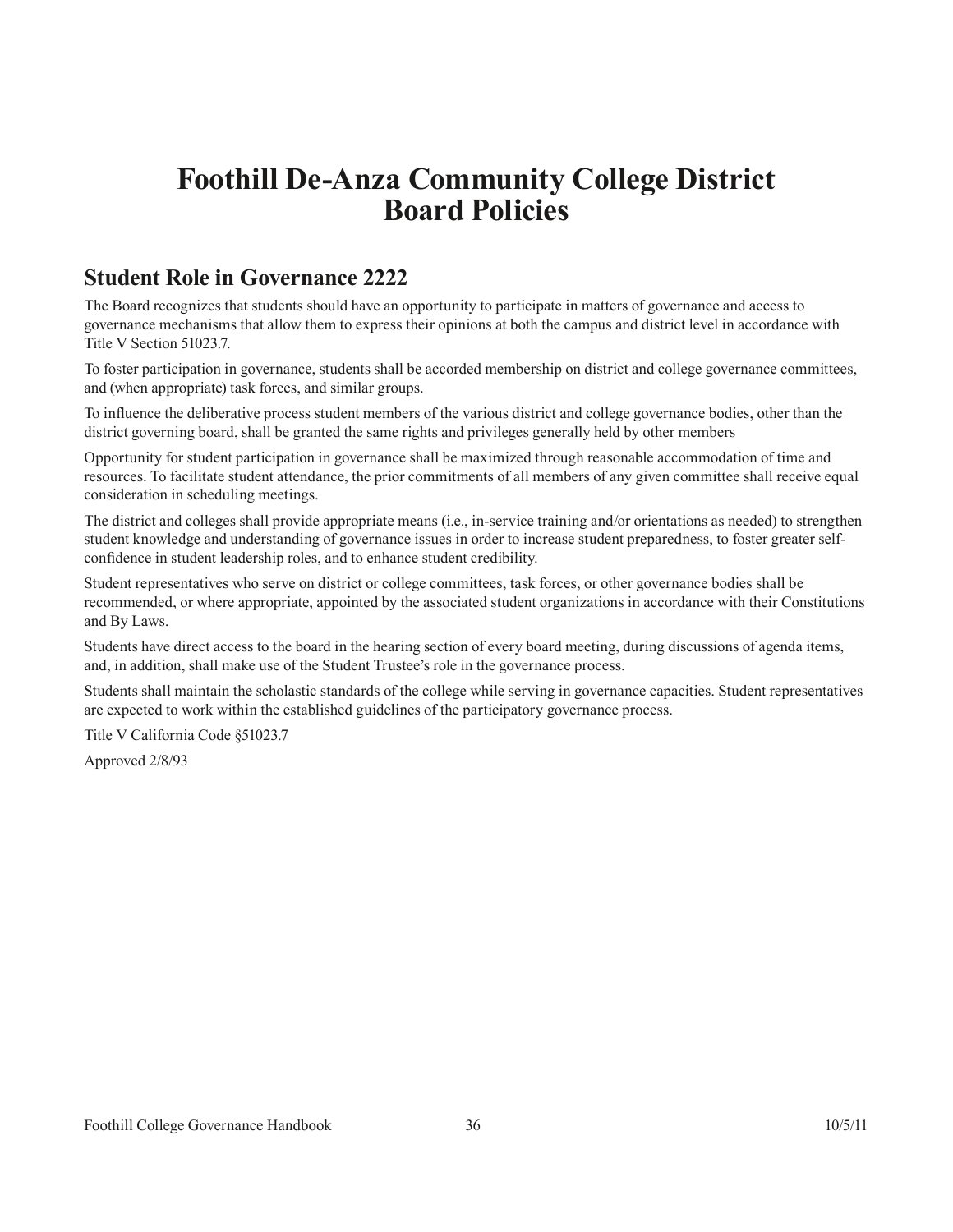# Foothill De-Anza Community College District Board Policies

## Student Role in Governance 2222

The Board recognizes that students should have an opportunity to participate in matters of governance and access to governance mechanisms that allow them to express their opinions at both the campus and district level in accordance with Title V Section 51023.7.

To foster participation in governance, students shall be accorded membership on district and college governance committees, and (when appropriate) task forces, and similar groups.

To influence the deliberative process student members of the various district and college governance bodies, other than the district governing board, shall be granted the same rights and privileges generally held by other members

Opportunity for student participation in governance shall be maximized through reasonable accommodation of time and resources. To facilitate student attendance, the prior commitments of all members of any given committee shall receive equal consideration in scheduling meetings.

The district and colleges shall provide appropriate means (i.e., in-service training and/or orientations as needed) to strengthen student knowledge and understanding of governance issues in order to increase student preparedness, to foster greater self-confidence in student leadership roles, and to enhance student credibility.

Student representatives who serve on district or college committees, task forces, or other governance bodies shall be recommended, or where appropriate, appointed by the associated student organizations in accordance with their Constitutions and By Laws.

Students have direct access to the board in the hearing section of every board meeting, during discussions of agenda items, and, in addition, shall make use of the Student Trustee's role in the governance process.

Students shall maintain the scholastic standards of the college while serving in governance capacities. Student representatives are expected to work within the established guidelines of the participatory governance process.

Title V California Code §51023.7

Approved 2/8/93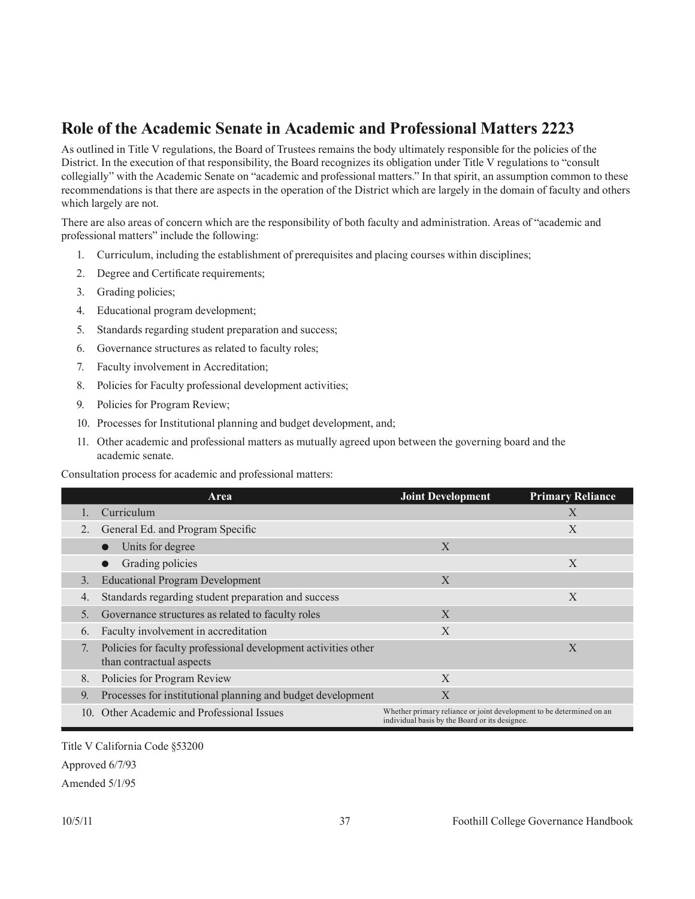## Role of the Academic Senate in Academic and Professional Matters 2223

As outlined in Title V regulations, the Board of Trustees remains the body ultimately responsible for the policies of the District. In the execution of that responsibility, the Board recognizes its obligation under Title V regulations to "consult collegially" with the Academic Senate on "academic and professional matters." In that spirit, an assumption common to these recommendations is that there are aspects in the operation of the District which are largely in the domain of faculty and others which largely are not.

There are also areas of concern which are the responsibility of both faculty and administration. Areas of "academic and professional matters" include the following:

1. Curriculum, including the establishment of prerequisites and placing courses within disciplines;
2. Degree and Certificate requirements;
3. Grading policies;
4. Educational program development;
5. Standards regarding student preparation and success;
6. Governance structures as related to faculty roles;
7. Faculty involvement in Accreditation;
8. Policies for Faculty professional development activities;
9. Policies for Program Review;
10. Processes for Institutional planning and budget development, and;
11. Other academic and professional matters as mutually agreed upon between the governing board and the academic senate.

Consultation process for academic and professional matters:

| | Area | Joint Development | Primary Reliance |
|---|---|---|---|
| 1. | Curriculum | | X |
| 2. | General Ed. and Program Specific | | X |
| | ● Units for degree | X | |
| | ● Grading policies | | X |
| 3. | Educational Program Development | X | |
| 4. | Standards regarding student preparation and success | | X |
| 5. | Governance structures as related to faculty roles | X | |
| 6. | Faculty involvement in accreditation | X | |
| 7. | Policies for faculty professional development activities other than contractual aspects | | X |
| 8. | Policies for Program Review | X | |
| 9. | Processes for institutional planning and budget development | X | |
| 10. | Other Academic and Professional Issues | Whether primary reliance or joint development to be determined on an individual basis by the Board or its designee. | |

Title V California Code §53200

Approved 6/7/93

Amended 5/1/95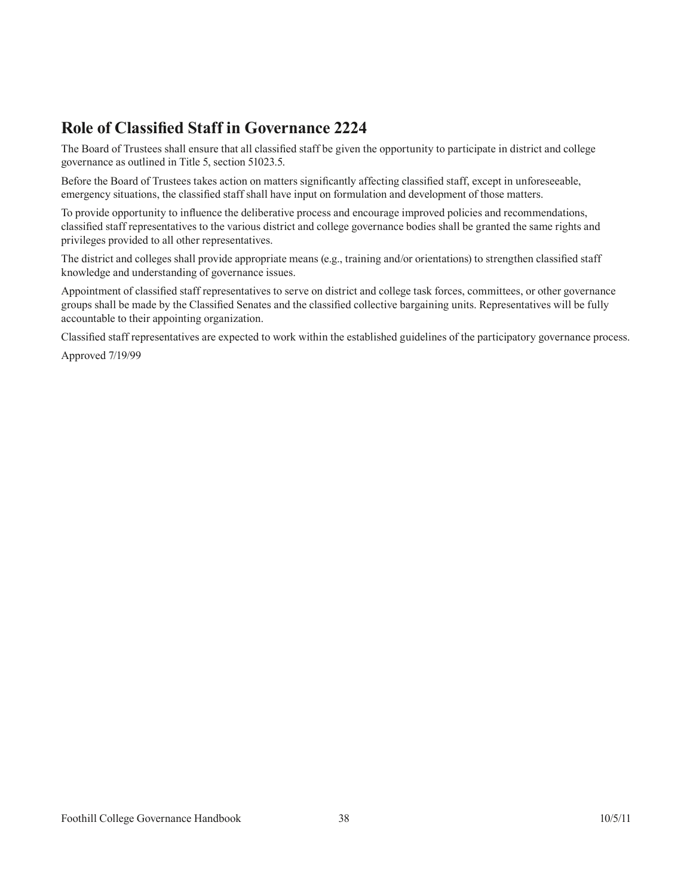## Role of Classified Staff in Governance 2224

The Board of Trustees shall ensure that all classified staff be given the opportunity to participate in district and college governance as outlined in Title 5, section 51023.5.

Before the Board of Trustees takes action on matters significantly affecting classified staff, except in unforeseeable, emergency situations, the classified staff shall have input on formulation and development of those matters.

To provide opportunity to influence the deliberative process and encourage improved policies and recommendations, classified staff representatives to the various district and college governance bodies shall be granted the same rights and privileges provided to all other representatives.

The district and colleges shall provide appropriate means (e.g., training and/or orientations) to strengthen classified staff knowledge and understanding of governance issues.

Appointment of classified staff representatives to serve on district and college task forces, committees, or other governance groups shall be made by the Classified Senates and the classified collective bargaining units. Representatives will be fully accountable to their appointing organization.

Classified staff representatives are expected to work within the established guidelines of the participatory governance process.

Approved 7/19/99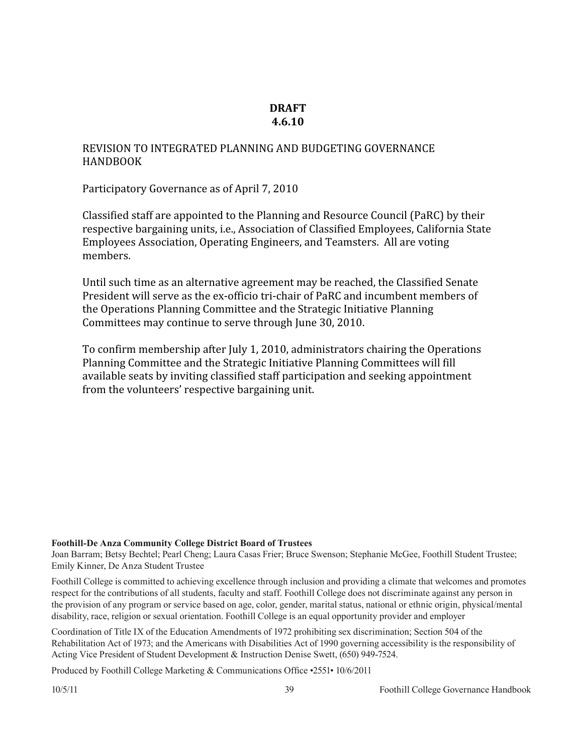**DRAFT**
**4.6.10**

REVISION TO INTEGRATED PLANNING AND BUDGETING GOVERNANCE HANDBOOK

Participatory Governance as of April 7, 2010

Classified staff are appointed to the Planning and Resource Council (PaRC) by their respective bargaining units, i.e., Association of Classified Employees, California State Employees Association, Operating Engineers, and Teamsters. All are voting members.

Until such time as an alternative agreement may be reached, the Classified Senate President will serve as the ex-officio tri-chair of PaRC and incumbent members of the Operations Planning Committee and the Strategic Initiative Planning Committees may continue to serve through June 30, 2010.

To confirm membership after July 1, 2010, administrators chairing the Operations Planning Committee and the Strategic Initiative Planning Committees will fill available seats by inviting classified staff participation and seeking appointment from the volunteers' respective bargaining unit.

**Foothill-De Anza Community College District Board of Trustees**
Joan Barram; Betsy Bechtel; Pearl Cheng; Laura Casas Frier; Bruce Swenson; Stephanie McGee, Foothill Student Trustee; Emily Kinner, De Anza Student Trustee

Foothill College is committed to achieving excellence through inclusion and providing a climate that welcomes and promotes respect for the contributions of all students, faculty and staff. Foothill College does not discriminate against any person in the provision of any program or service based on age, color, gender, marital status, national or ethnic origin, physical/mental disability, race, religion or sexual orientation. Foothill College is an equal opportunity provider and employer

Coordination of Title IX of the Education Amendments of 1972 prohibiting sex discrimination; Section 504 of the Rehabilitation Act of 1973; and the Americans with Disabilities Act of 1990 governing accessibility is the responsibility of Acting Vice President of Student Development & Instruction Denise Swett, (650) 949-7524.

Produced by Foothill College Marketing & Communications Office •2551• 10/6/2011